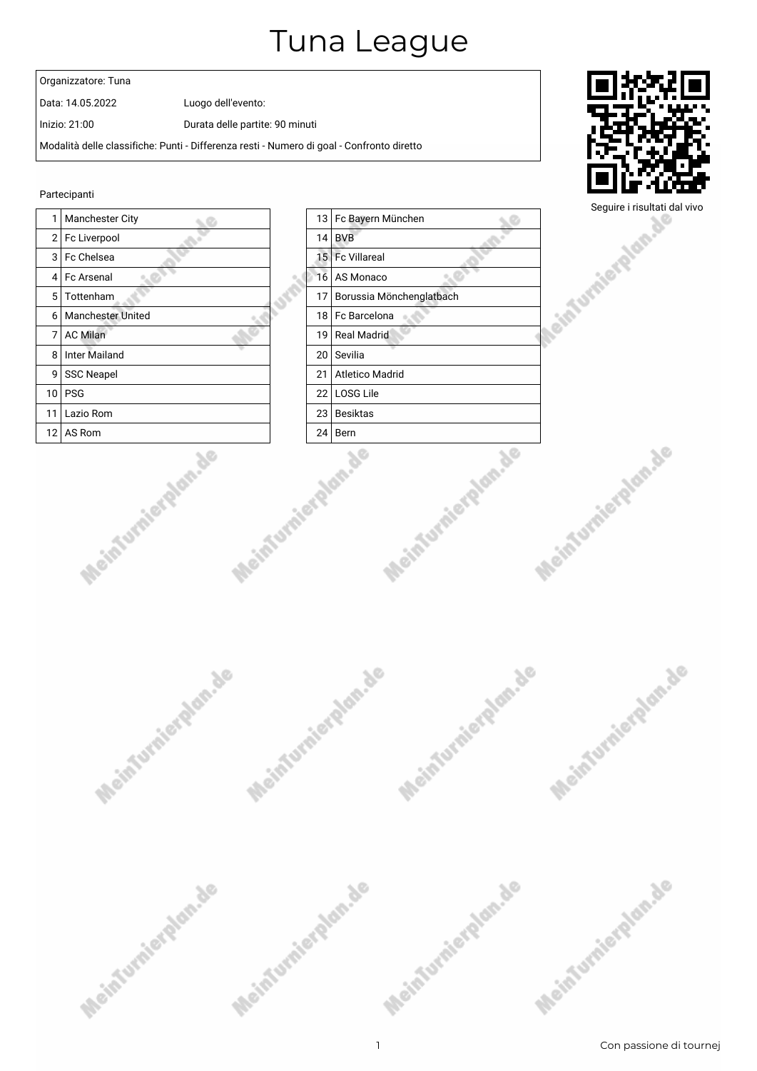# Tuna League

| Organizzatore: Tuna | |
|---|---|
| Data: 14.05.2022 | Luogo dell'evento: |
| Inizio: 21:00 | Durata delle partite: 90 minuti |
| Modalità delle classifiche: Punti - Differenza resti - Numero di goal - Confronto diretto | |

Seguire i risultati dal vivo

Partecipanti

| # | Squadra | # | Squadra |
|---|---|---|---|
| 1 | Manchester City | 13 | Fc Bayern München |
| 2 | Fc Liverpool | 14 | BVB |
| 3 | Fc Chelsea | 15 | Fc Villareal |
| 4 | Fc Arsenal | 16 | AS Monaco |
| 5 | Tottenham | 17 | Borussia Mönchenglatbach |
| 6 | Manchester United | 18 | Fc Barcelona |
| 7 | AC Milan | 19 | Real Madrid |
| 8 | Inter Mailand | 20 | Sevilia |
| 9 | SSC Neapel | 21 | Atletico Madrid |
| 10 | PSG | 22 | LOSG Lile |
| 11 | Lazio Rom | 23 | Besiktas |
| 12 | AS Rom | 24 | Bern |

Con passione di tournej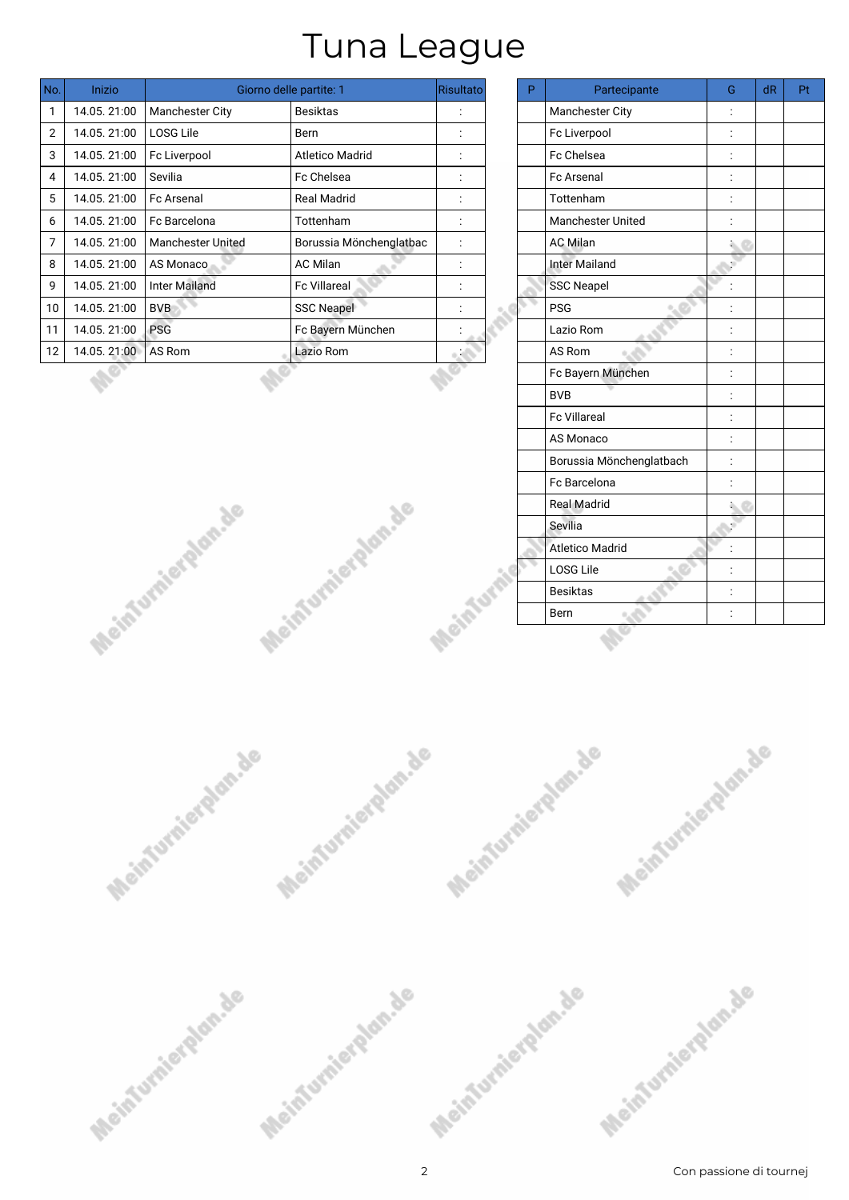# Tuna League

| No. | Inizio | Giorno delle partite: 1 | | Risultato |
|---|---|---|---|---|
| 1 | 14.05. 21:00 | Manchester City | Besiktas | : |
| 2 | 14.05. 21:00 | LOSG Lile | Bern | : |
| 3 | 14.05. 21:00 | Fc Liverpool | Atletico Madrid | : |
| 4 | 14.05. 21:00 | Sevilia | Fc Chelsea | : |
| 5 | 14.05. 21:00 | Fc Arsenal | Real Madrid | : |
| 6 | 14.05. 21:00 | Fc Barcelona | Tottenham | : |
| 7 | 14.05. 21:00 | Manchester United | Borussia Mönchenglatbac | : |
| 8 | 14.05. 21:00 | AS Monaco | AC Milan | : |
| 9 | 14.05. 21:00 | Inter Mailand | Fc Villareal | : |
| 10 | 14.05. 21:00 | BVB | SSC Neapel | : |
| 11 | 14.05. 21:00 | PSG | Fc Bayern München | : |
| 12 | 14.05. 21:00 | AS Rom | Lazio Rom | : |

| P | Partecipante | G | dR | Pt |
|---|---|---|---|---|
| | Manchester City | : | | |
| | Fc Liverpool | : | | |
| | Fc Chelsea | : | | |
| | Fc Arsenal | : | | |
| | Tottenham | : | | |
| | Manchester United | : | | |
| | AC Milan | : | | |
| | Inter Mailand | : | | |
| | SSC Neapel | : | | |
| | PSG | : | | |
| | Lazio Rom | : | | |
| | AS Rom | : | | |
| | Fc Bayern München | : | | |
| | BVB | : | | |
| | Fc Villareal | : | | |
| | AS Monaco | : | | |
| | Borussia Mönchenglatbach | : | | |
| | Fc Barcelona | : | | |
| | Real Madrid | : | | |
| | Sevilia | : | | |
| | Atletico Madrid | : | | |
| | LOSG Lile | : | | |
| | Besiktas | : | | |
| | Bern | : | | |

Con passione di tournej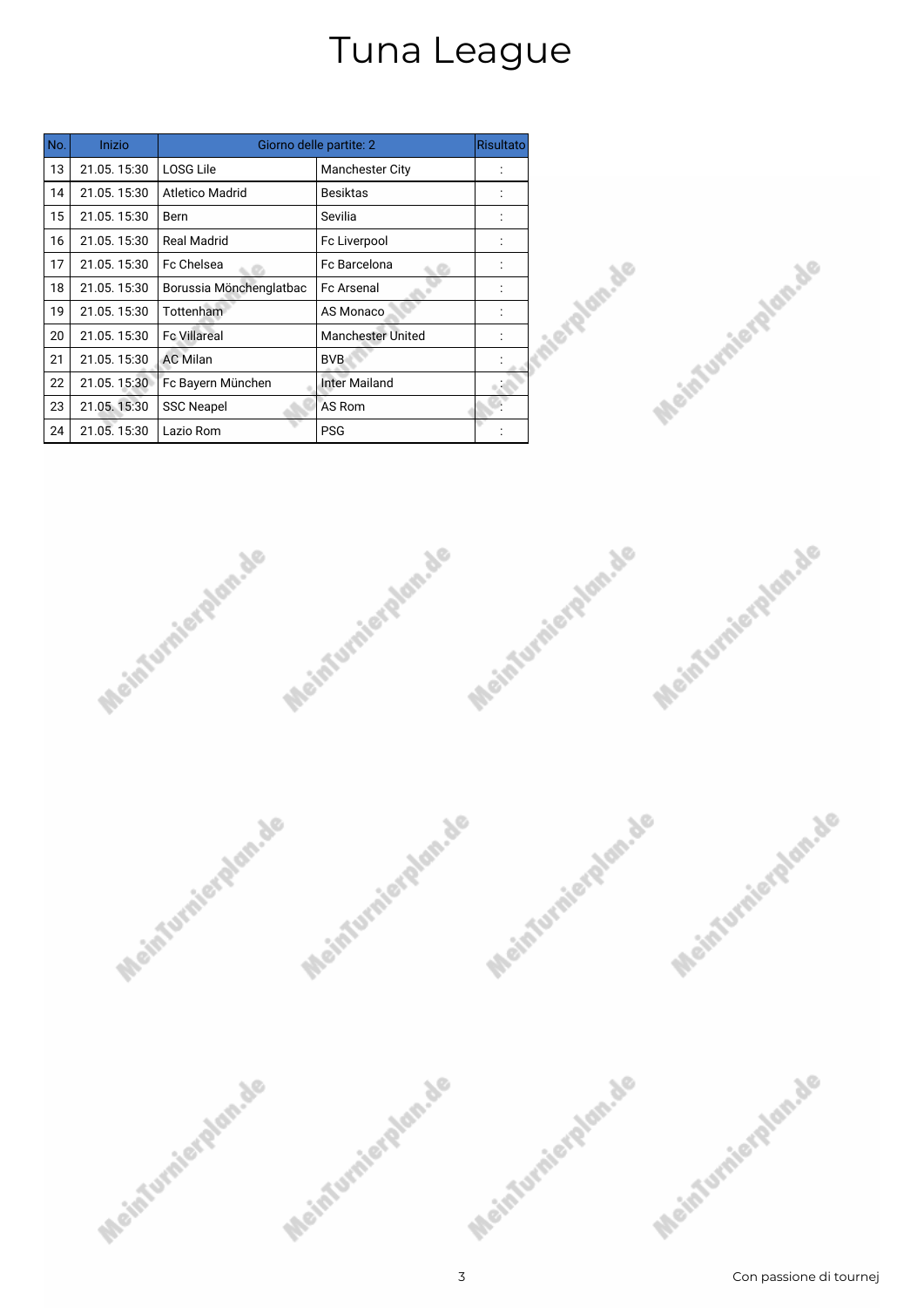# Tuna League

| No. | Inizio | Giorno delle partite: 2 | | Risultato |
|---|---|---|---|---|
| 13 | 21.05. 15:30 | LOSG Lile | Manchester City | : |
| 14 | 21.05. 15:30 | Atletico Madrid | Besiktas | : |
| 15 | 21.05. 15:30 | Bern | Sevilia | : |
| 16 | 21.05. 15:30 | Real Madrid | Fc Liverpool | : |
| 17 | 21.05. 15:30 | Fc Chelsea | Fc Barcelona | : |
| 18 | 21.05. 15:30 | Borussia Mönchenglatbac | Fc Arsenal | : |
| 19 | 21.05. 15:30 | Tottenham | AS Monaco | : |
| 20 | 21.05. 15:30 | Fc Villareal | Manchester United | : |
| 21 | 21.05. 15:30 | AC Milan | BVB | : |
| 22 | 21.05. 15:30 | Fc Bayern München | Inter Mailand | : |
| 23 | 21.05. 15:30 | SSC Neapel | AS Rom | : |
| 24 | 21.05. 15:30 | Lazio Rom | PSG | : |

Con passione di tournej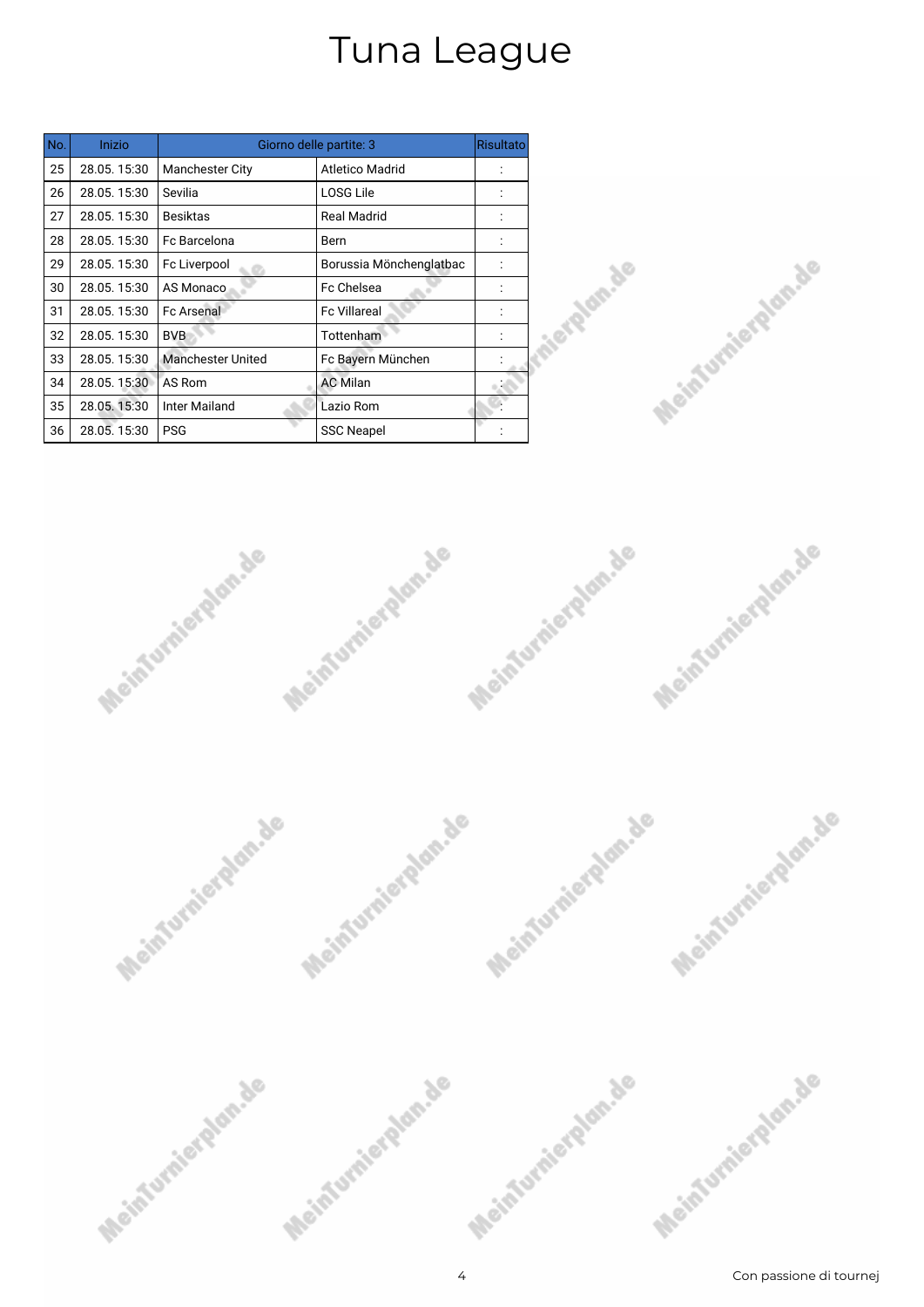# Tuna League

| No. | Inizio | Giorno delle partite: 3 | | Risultato |
|---|---|---|---|---|
| 25 | 28.05. 15:30 | Manchester City | Atletico Madrid | : |
| 26 | 28.05. 15:30 | Sevilia | LOSG Lile | : |
| 27 | 28.05. 15:30 | Besiktas | Real Madrid | : |
| 28 | 28.05. 15:30 | Fc Barcelona | Bern | : |
| 29 | 28.05. 15:30 | Fc Liverpool | Borussia Mönchenglatbac | : |
| 30 | 28.05. 15:30 | AS Monaco | Fc Chelsea | : |
| 31 | 28.05. 15:30 | Fc Arsenal | Fc Villareal | : |
| 32 | 28.05. 15:30 | BVB | Tottenham | : |
| 33 | 28.05. 15:30 | Manchester United | Fc Bayern München | : |
| 34 | 28.05. 15:30 | AS Rom | AC Milan | : |
| 35 | 28.05. 15:30 | Inter Mailand | Lazio Rom | : |
| 36 | 28.05. 15:30 | PSG | SSC Neapel | : |

Con passione di tournej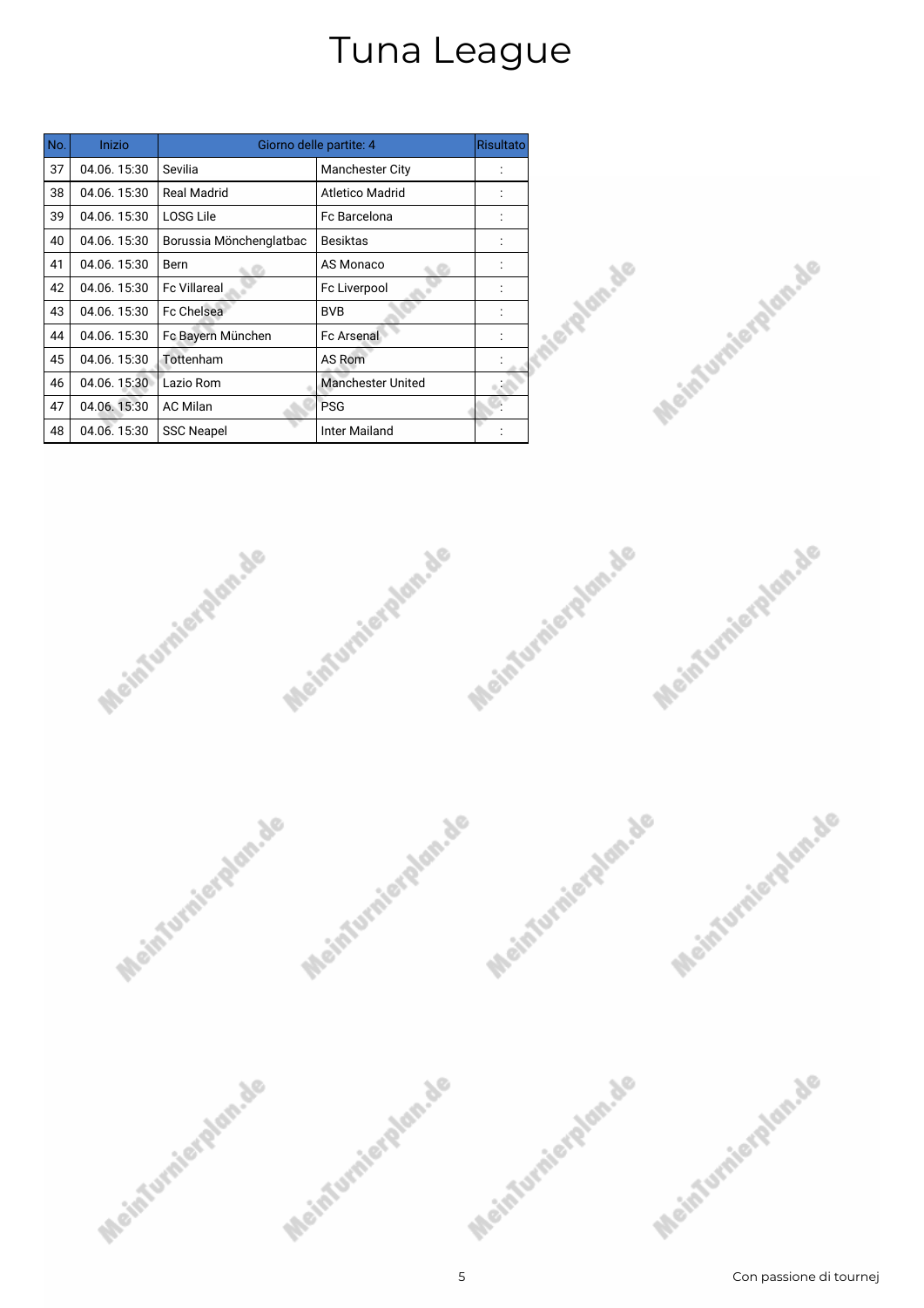# Tuna League

| No. | Inizio | Giorno delle partite: 4 | | Risultato |
|---|---|---|---|---|
| 37 | 04.06. 15:30 | Sevilia | Manchester City | : |
| 38 | 04.06. 15:30 | Real Madrid | Atletico Madrid | : |
| 39 | 04.06. 15:30 | LOSG Lile | Fc Barcelona | : |
| 40 | 04.06. 15:30 | Borussia Mönchenglatbac | Besiktas | : |
| 41 | 04.06. 15:30 | Bern | AS Monaco | : |
| 42 | 04.06. 15:30 | Fc Villareal | Fc Liverpool | : |
| 43 | 04.06. 15:30 | Fc Chelsea | BVB | : |
| 44 | 04.06. 15:30 | Fc Bayern München | Fc Arsenal | : |
| 45 | 04.06. 15:30 | Tottenham | AS Rom | : |
| 46 | 04.06. 15:30 | Lazio Rom | Manchester United | : |
| 47 | 04.06. 15:30 | AC Milan | PSG | : |
| 48 | 04.06. 15:30 | SSC Neapel | Inter Mailand | : |

Con passione di tournej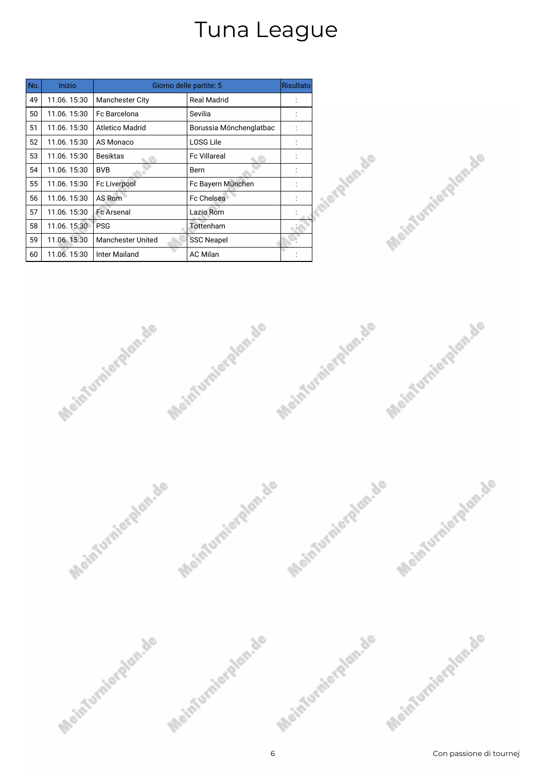# Tuna League

| No. | Inizio | Giorno delle partite: 5 | | Risultato |
|---|---|---|---|---|
| 49 | 11.06. 15:30 | Manchester City | Real Madrid | : |
| 50 | 11.06. 15:30 | Fc Barcelona | Sevilia | : |
| 51 | 11.06. 15:30 | Atletico Madrid | Borussia Mönchenglatbac | : |
| 52 | 11.06. 15:30 | AS Monaco | LOSG Lile | : |
| 53 | 11.06. 15:30 | Besiktas | Fc Villareal | : |
| 54 | 11.06. 15:30 | BVB | Bern | : |
| 55 | 11.06. 15:30 | Fc Liverpool | Fc Bayern München | : |
| 56 | 11.06. 15:30 | AS Rom | Fc Chelsea | : |
| 57 | 11.06. 15:30 | Fc Arsenal | Lazio Rom | : |
| 58 | 11.06. 15:30 | PSG | Tottenham | : |
| 59 | 11.06. 15:30 | Manchester United | SSC Neapel | : |
| 60 | 11.06. 15:30 | Inter Mailand | AC Milan | : |

Con passione di tournej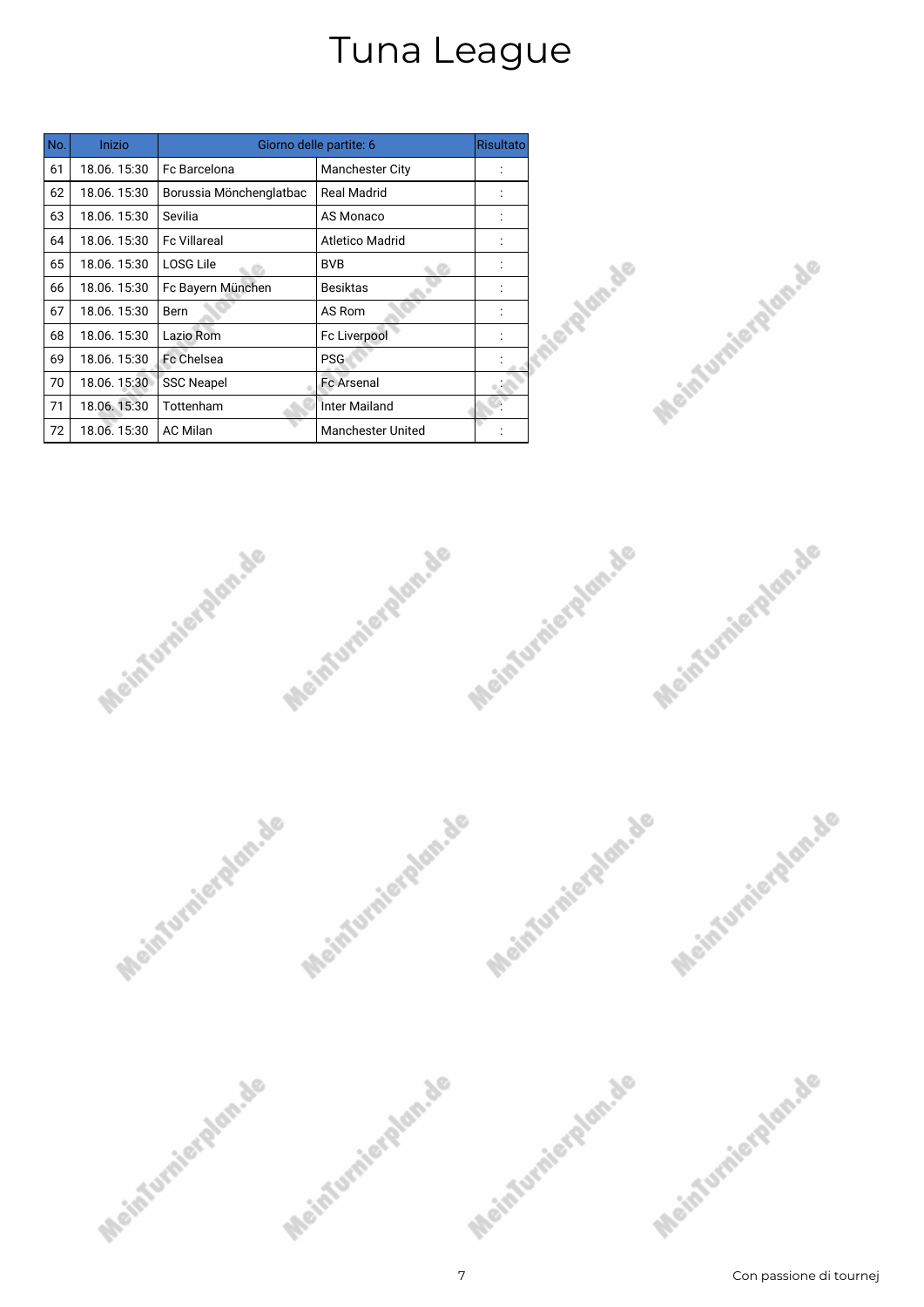# Tuna League

| No. | Inizio | Giorno delle partite: 6 | | Risultato |
|---|---|---|---|---|
| 61 | 18.06. 15:30 | Fc Barcelona | Manchester City | : |
| 62 | 18.06. 15:30 | Borussia Mönchenglatbac | Real Madrid | : |
| 63 | 18.06. 15:30 | Sevilia | AS Monaco | : |
| 64 | 18.06. 15:30 | Fc Villareal | Atletico Madrid | : |
| 65 | 18.06. 15:30 | LOSG Lile | BVB | : |
| 66 | 18.06. 15:30 | Fc Bayern München | Besiktas | : |
| 67 | 18.06. 15:30 | Bern | AS Rom | : |
| 68 | 18.06. 15:30 | Lazio Rom | Fc Liverpool | : |
| 69 | 18.06. 15:30 | Fc Chelsea | PSG | : |
| 70 | 18.06. 15:30 | SSC Neapel | Fc Arsenal | : |
| 71 | 18.06. 15:30 | Tottenham | Inter Mailand | : |
| 72 | 18.06. 15:30 | AC Milan | Manchester United | : |

Con passione di tournej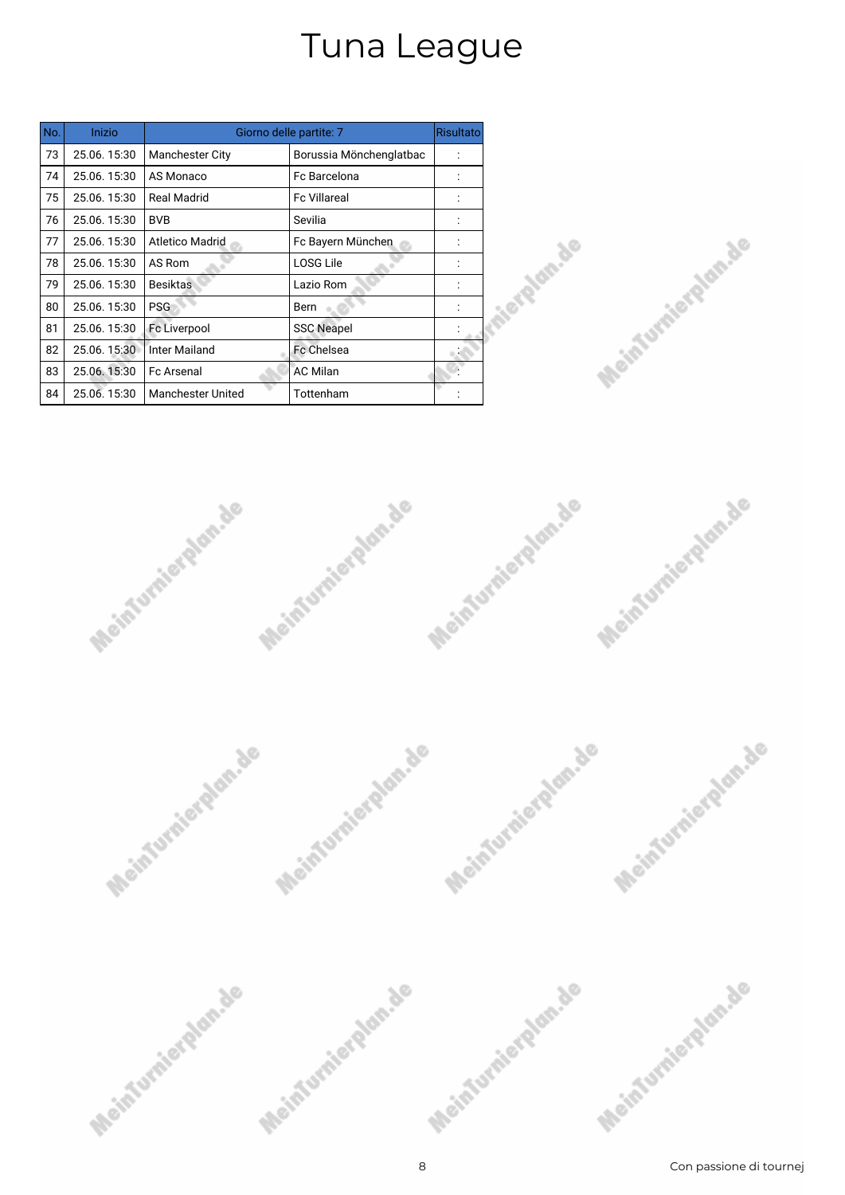# Tuna League

| No. | Inizio | Giorno delle partite: 7 | | Risultato |
|---|---|---|---|---|
| 73 | 25.06. 15:30 | Manchester City | Borussia Mönchenglatbac | : |
| 74 | 25.06. 15:30 | AS Monaco | Fc Barcelona | : |
| 75 | 25.06. 15:30 | Real Madrid | Fc Villareal | : |
| 76 | 25.06. 15:30 | BVB | Sevilia | : |
| 77 | 25.06. 15:30 | Atletico Madrid | Fc Bayern München | : |
| 78 | 25.06. 15:30 | AS Rom | LOSG Lile | : |
| 79 | 25.06. 15:30 | Besiktas | Lazio Rom | : |
| 80 | 25.06. 15:30 | PSG | Bern | : |
| 81 | 25.06. 15:30 | Fc Liverpool | SSC Neapel | : |
| 82 | 25.06. 15:30 | Inter Mailand | Fc Chelsea | : |
| 83 | 25.06. 15:30 | Fc Arsenal | AC Milan | : |
| 84 | 25.06. 15:30 | Manchester United | Tottenham | : |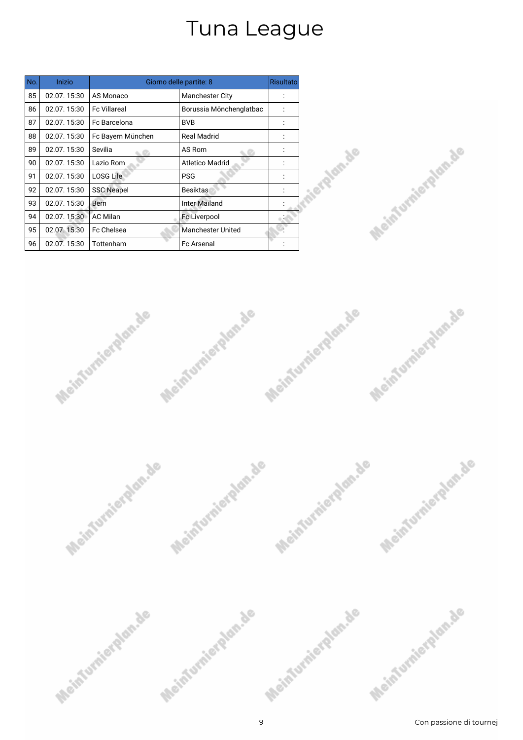# Tuna League

| No. | Inizio | Giorno delle partite: 8 | | Risultato |
|---|---|---|---|---|
| 85 | 02.07. 15:30 | AS Monaco | Manchester City | : |
| 86 | 02.07. 15:30 | Fc Villareal | Borussia Mönchenglatbac | : |
| 87 | 02.07. 15:30 | Fc Barcelona | BVB | : |
| 88 | 02.07. 15:30 | Fc Bayern München | Real Madrid | : |
| 89 | 02.07. 15:30 | Sevilia | AS Rom | : |
| 90 | 02.07. 15:30 | Lazio Rom | Atletico Madrid | : |
| 91 | 02.07. 15:30 | LOSG Lile | PSG | : |
| 92 | 02.07. 15:30 | SSC Neapel | Besiktas | : |
| 93 | 02.07. 15:30 | Bern | Inter Mailand | : |
| 94 | 02.07. 15:30 | AC Milan | Fc Liverpool | : |
| 95 | 02.07. 15:30 | Fc Chelsea | Manchester United | : |
| 96 | 02.07. 15:30 | Tottenham | Fc Arsenal | : |

Con passione di tournej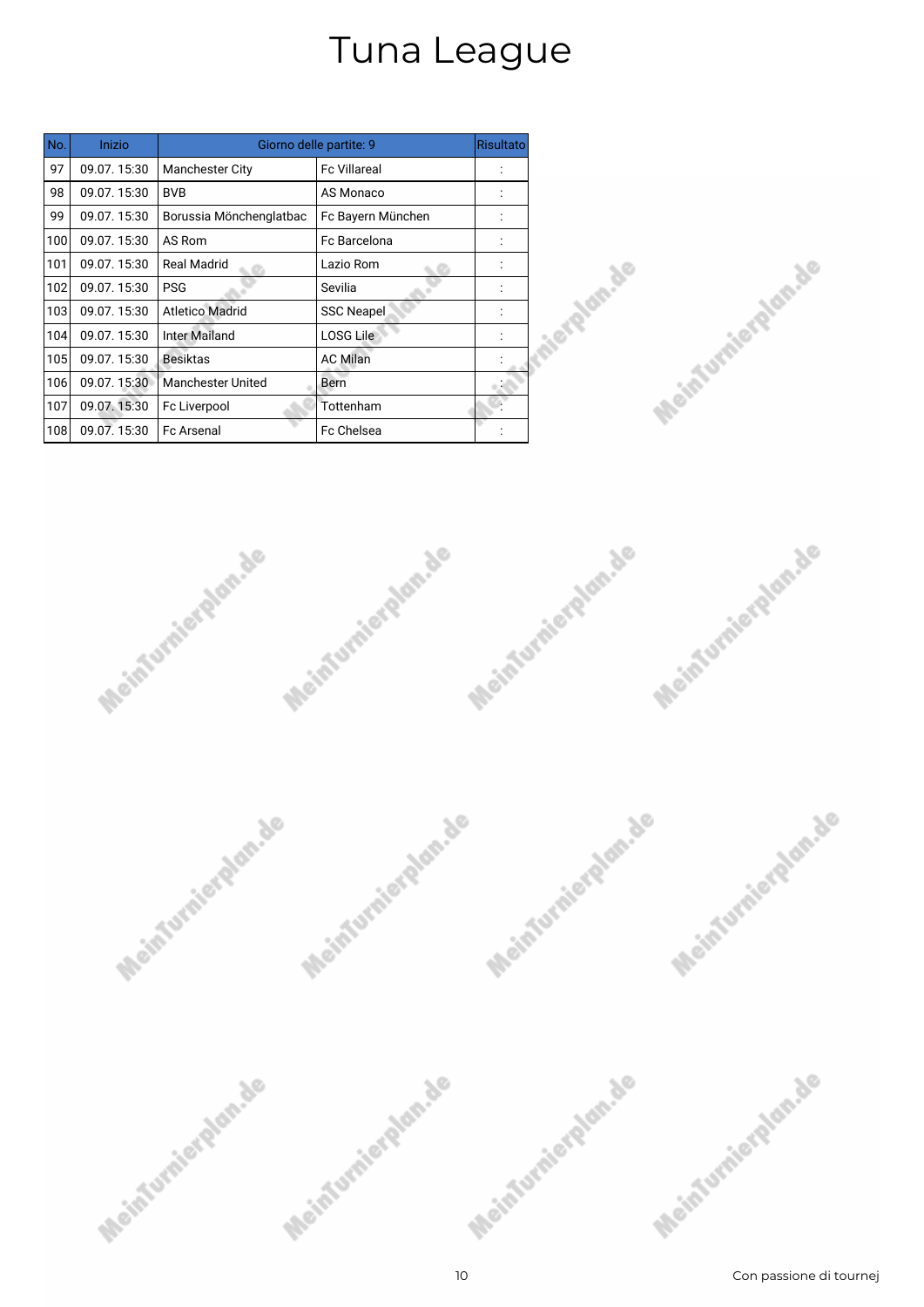# Tuna League

| No. | Inizio | Giorno delle partite: 9 | | Risultato |
|---|---|---|---|---|
| 97 | 09.07. 15:30 | Manchester City | Fc Villareal | : |
| 98 | 09.07. 15:30 | BVB | AS Monaco | : |
| 99 | 09.07. 15:30 | Borussia Mönchenglatbac | Fc Bayern München | : |
| 100 | 09.07. 15:30 | AS Rom | Fc Barcelona | : |
| 101 | 09.07. 15:30 | Real Madrid | Lazio Rom | : |
| 102 | 09.07. 15:30 | PSG | Sevilia | : |
| 103 | 09.07. 15:30 | Atletico Madrid | SSC Neapel | : |
| 104 | 09.07. 15:30 | Inter Mailand | LOSG Lile | : |
| 105 | 09.07. 15:30 | Besiktas | AC Milan | : |
| 106 | 09.07. 15:30 | Manchester United | Bern | : |
| 107 | 09.07. 15:30 | Fc Liverpool | Tottenham | : |
| 108 | 09.07. 15:30 | Fc Arsenal | Fc Chelsea | : |

Con passione di tournej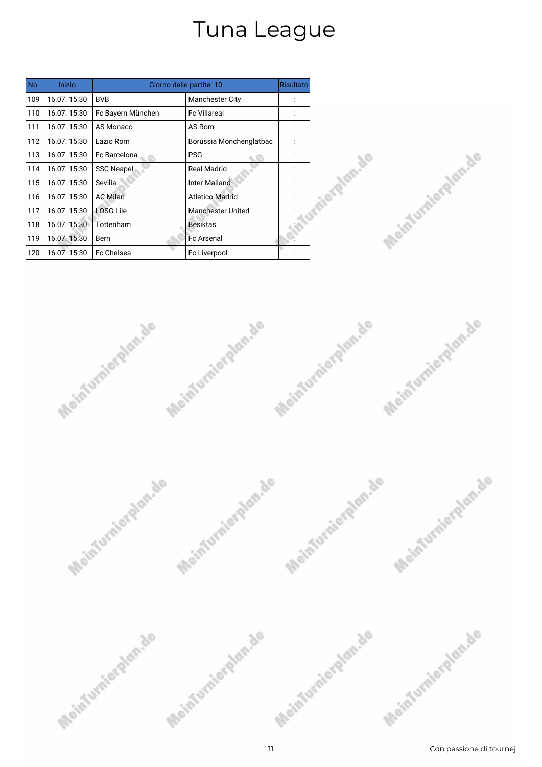# Tuna League

| No. | Inizio | Giorno delle partite: 10 | | Risultato |
|---|---|---|---|---|
| 109 | 16.07. 15:30 | BVB | Manchester City | : |
| 110 | 16.07. 15:30 | Fc Bayern München | Fc Villareal | : |
| 111 | 16.07. 15:30 | AS Monaco | AS Rom | : |
| 112 | 16.07. 15:30 | Lazio Rom | Borussia Mönchenglatbac | : |
| 113 | 16.07. 15:30 | Fc Barcelona | PSG | : |
| 114 | 16.07. 15:30 | SSC Neapel | Real Madrid | : |
| 115 | 16.07. 15:30 | Sevilia | Inter Mailand | : |
| 116 | 16.07. 15:30 | AC Milan | Atletico Madrid | : |
| 117 | 16.07. 15:30 | LOSG Lile | Manchester United | : |
| 118 | 16.07. 15:30 | Tottenham | Besiktas | : |
| 119 | 16.07. 15:30 | Bern | Fc Arsenal | : |
| 120 | 16.07. 15:30 | Fc Chelsea | Fc Liverpool | : |

Con passione di tournej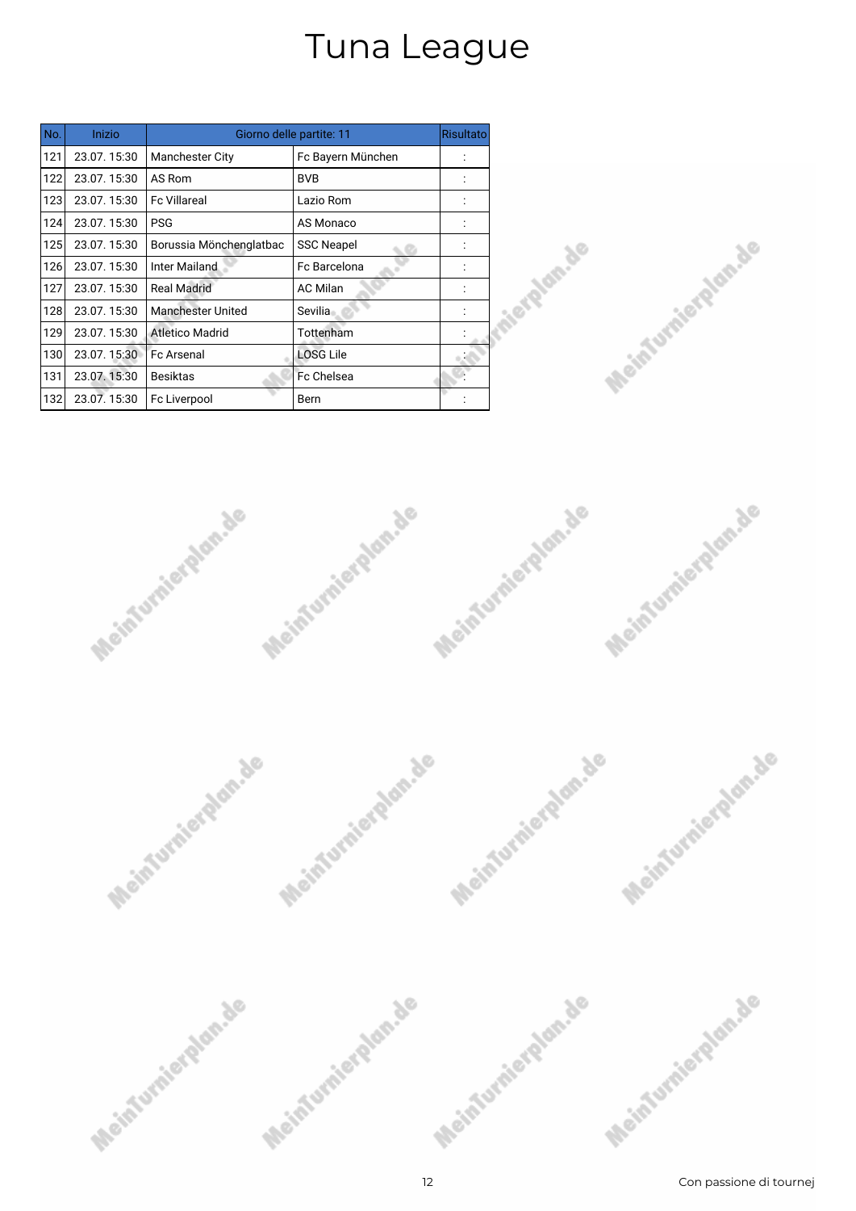# Tuna League

| No. | Inizio | Giorno delle partite: 11 | | Risultato |
|---|---|---|---|---|
| 121 | 23.07. 15:30 | Manchester City | Fc Bayern München | : |
| 122 | 23.07. 15:30 | AS Rom | BVB | : |
| 123 | 23.07. 15:30 | Fc Villareal | Lazio Rom | : |
| 124 | 23.07. 15:30 | PSG | AS Monaco | : |
| 125 | 23.07. 15:30 | Borussia Mönchenglatbac | SSC Neapel | : |
| 126 | 23.07. 15:30 | Inter Mailand | Fc Barcelona | : |
| 127 | 23.07. 15:30 | Real Madrid | AC Milan | : |
| 128 | 23.07. 15:30 | Manchester United | Sevilia | : |
| 129 | 23.07. 15:30 | Atletico Madrid | Tottenham | : |
| 130 | 23.07. 15:30 | Fc Arsenal | LOSG Lile | : |
| 131 | 23.07. 15:30 | Besiktas | Fc Chelsea | : |
| 132 | 23.07. 15:30 | Fc Liverpool | Bern | : |

Con passione di tournej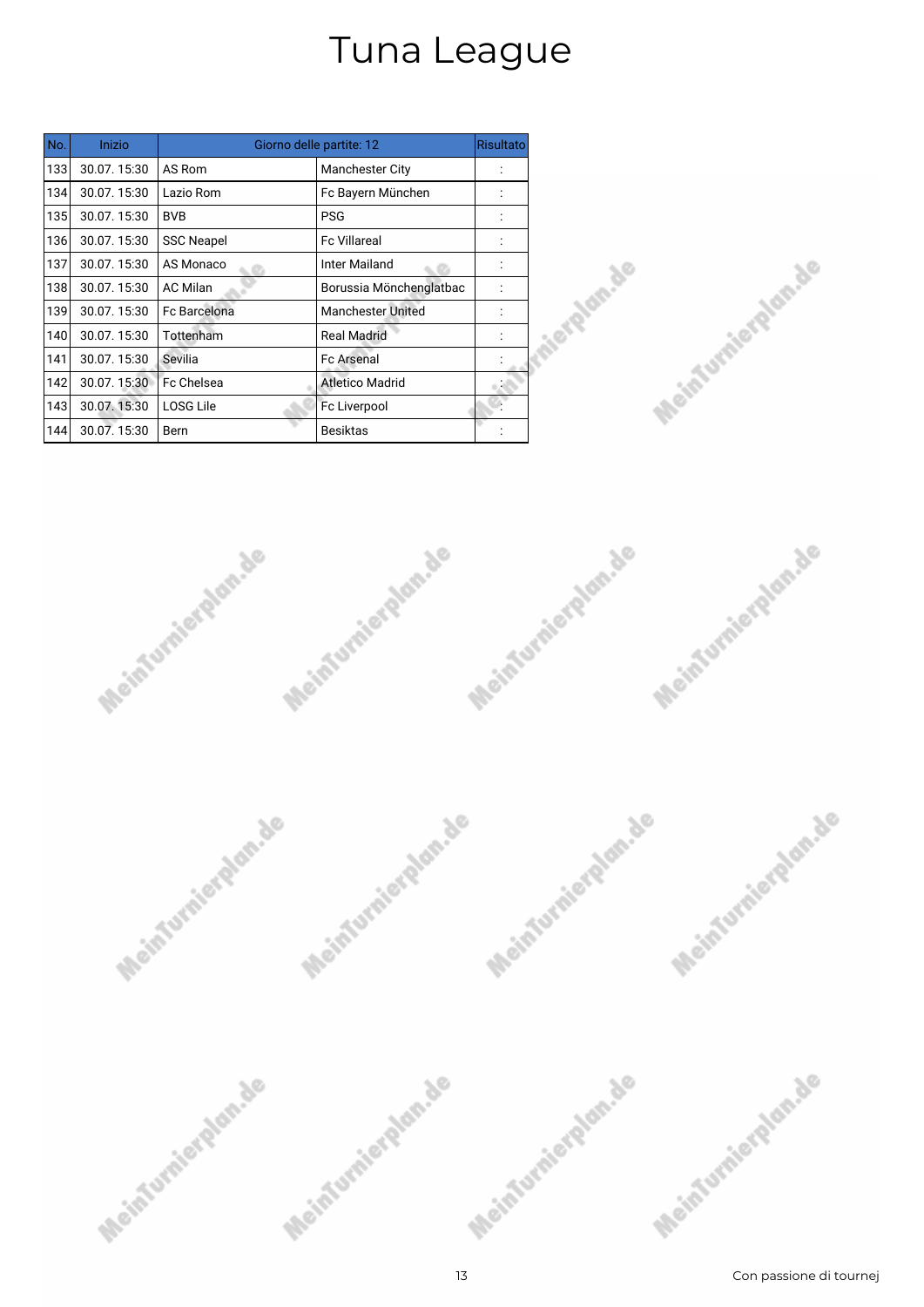# Tuna League

| No. | Inizio | Giorno delle partite: 12 | | Risultato |
|---|---|---|---|---|
| 133 | 30.07. 15:30 | AS Rom | Manchester City | : |
| 134 | 30.07. 15:30 | Lazio Rom | Fc Bayern München | : |
| 135 | 30.07. 15:30 | BVB | PSG | : |
| 136 | 30.07. 15:30 | SSC Neapel | Fc Villareal | : |
| 137 | 30.07. 15:30 | AS Monaco | Inter Mailand | : |
| 138 | 30.07. 15:30 | AC Milan | Borussia Mönchenglatbac | : |
| 139 | 30.07. 15:30 | Fc Barcelona | Manchester United | : |
| 140 | 30.07. 15:30 | Tottenham | Real Madrid | : |
| 141 | 30.07. 15:30 | Sevilia | Fc Arsenal | : |
| 142 | 30.07. 15:30 | Fc Chelsea | Atletico Madrid | : |
| 143 | 30.07. 15:30 | LOSG Lile | Fc Liverpool | : |
| 144 | 30.07. 15:30 | Bern | Besiktas | : |

Con passione di tournej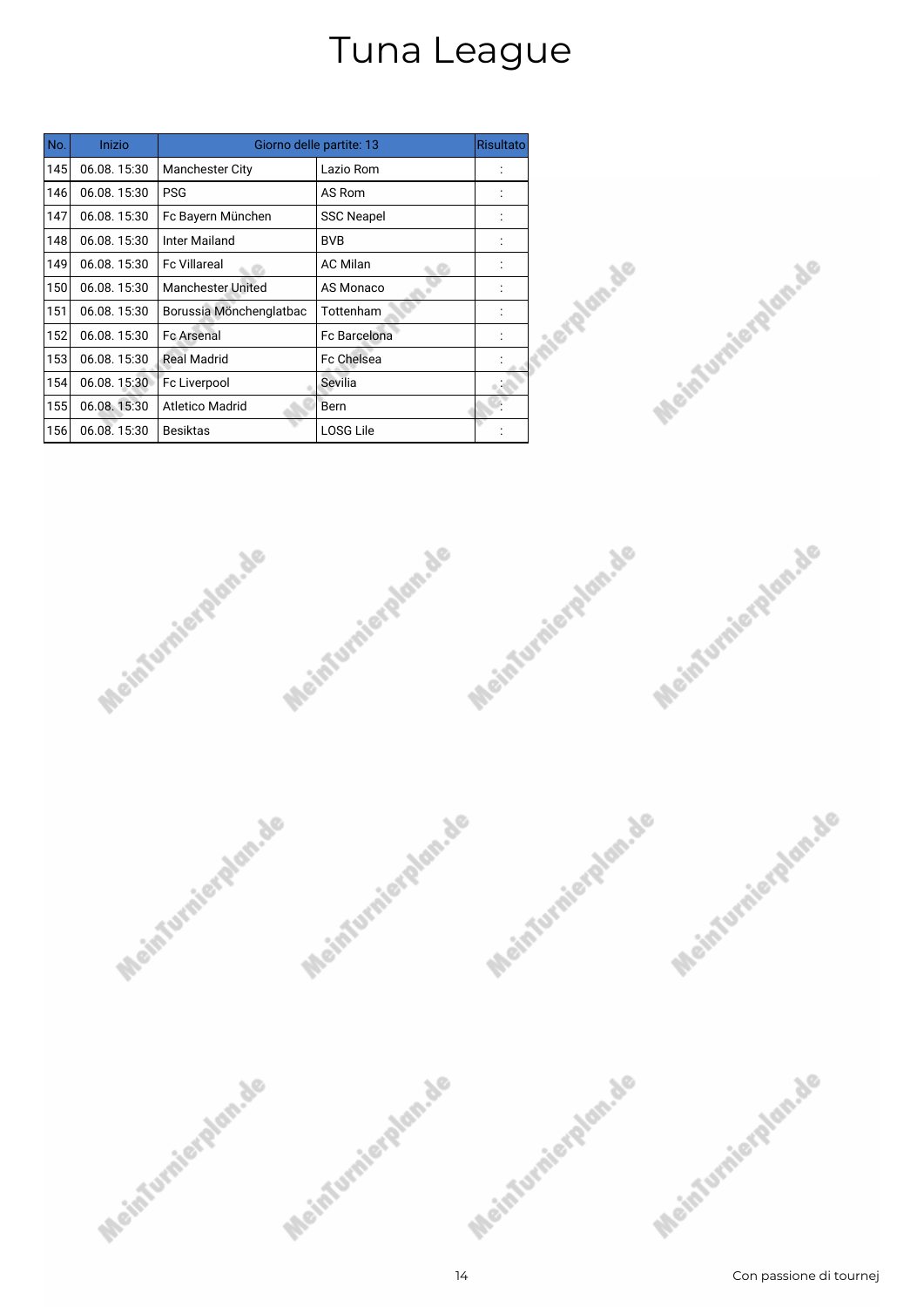# Tuna League

| No. | Inizio | Giorno delle partite: 13 | | Risultato |
|---|---|---|---|---|
| 145 | 06.08. 15:30 | Manchester City | Lazio Rom | : |
| 146 | 06.08. 15:30 | PSG | AS Rom | : |
| 147 | 06.08. 15:30 | Fc Bayern München | SSC Neapel | : |
| 148 | 06.08. 15:30 | Inter Mailand | BVB | : |
| 149 | 06.08. 15:30 | Fc Villareal | AC Milan | : |
| 150 | 06.08. 15:30 | Manchester United | AS Monaco | : |
| 151 | 06.08. 15:30 | Borussia Mönchenglatbac | Tottenham | : |
| 152 | 06.08. 15:30 | Fc Arsenal | Fc Barcelona | : |
| 153 | 06.08. 15:30 | Real Madrid | Fc Chelsea | : |
| 154 | 06.08. 15:30 | Fc Liverpool | Sevilia | : |
| 155 | 06.08. 15:30 | Atletico Madrid | Bern | : |
| 156 | 06.08. 15:30 | Besiktas | LOSG Lile | : |

Con passione di tournej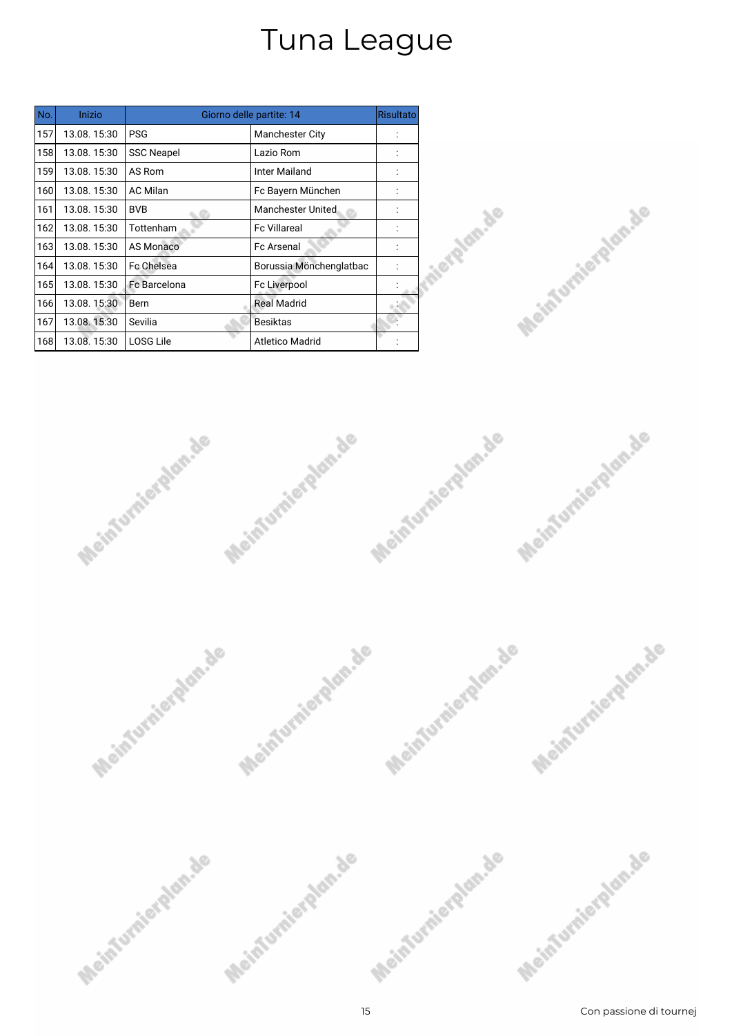# Tuna League

| No. | Inizio | Giorno delle partite: 14 | | Risultato |
|---|---|---|---|---|
| 157 | 13.08. 15:30 | PSG | Manchester City | : |
| 158 | 13.08. 15:30 | SSC Neapel | Lazio Rom | : |
| 159 | 13.08. 15:30 | AS Rom | Inter Mailand | : |
| 160 | 13.08. 15:30 | AC Milan | Fc Bayern München | : |
| 161 | 13.08. 15:30 | BVB | Manchester United | : |
| 162 | 13.08. 15:30 | Tottenham | Fc Villareal | : |
| 163 | 13.08. 15:30 | AS Monaco | Fc Arsenal | : |
| 164 | 13.08. 15:30 | Fc Chelsea | Borussia Mönchenglatbac | : |
| 165 | 13.08. 15:30 | Fc Barcelona | Fc Liverpool | : |
| 166 | 13.08. 15:30 | Bern | Real Madrid | : |
| 167 | 13.08. 15:30 | Sevilia | Besiktas | : |
| 168 | 13.08. 15:30 | LOSG Lile | Atletico Madrid | : |

Con passione di tournej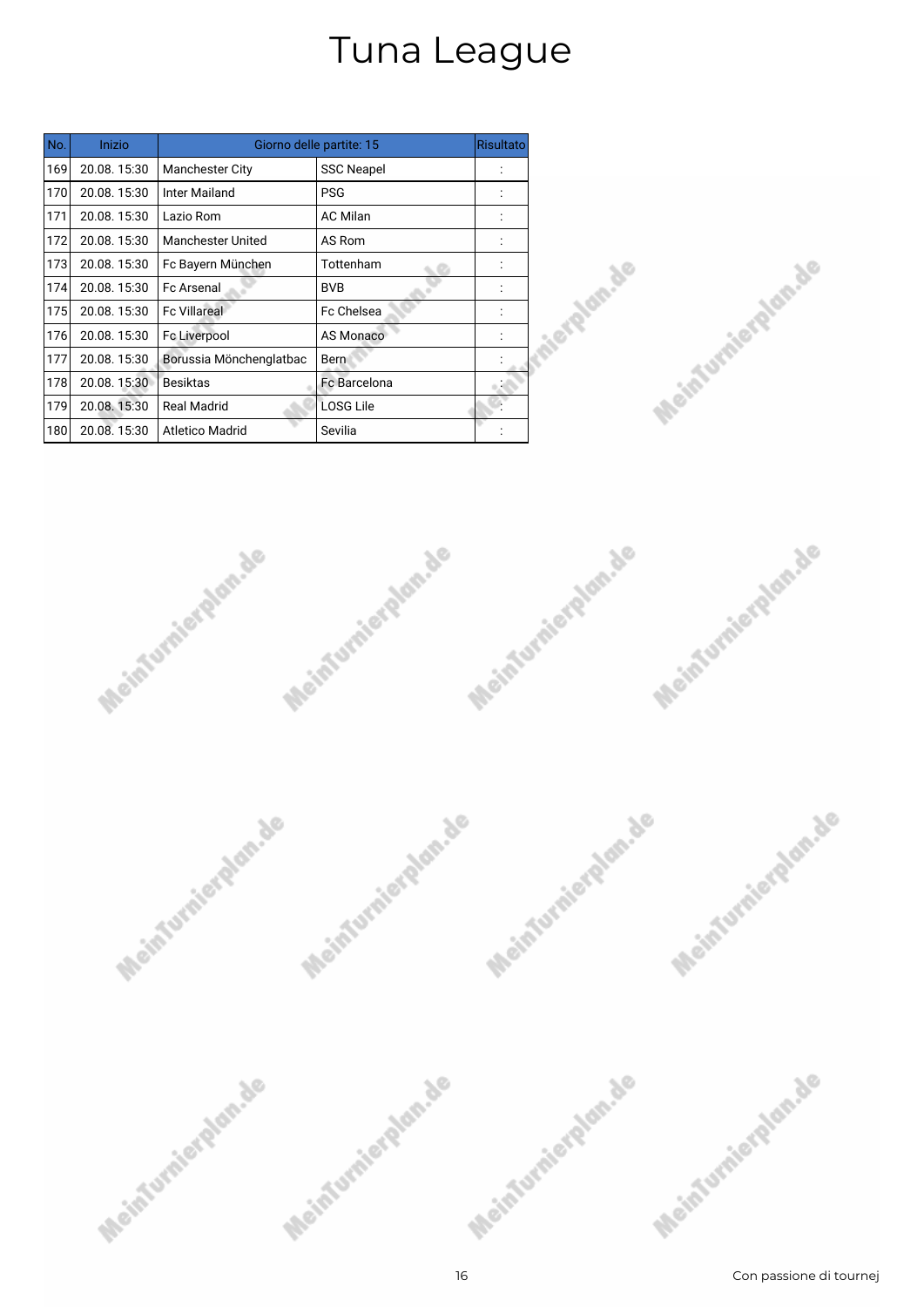# Tuna League

| No. | Inizio | Giorno delle partite: 15 | | Risultato |
|---|---|---|---|---|
| 169 | 20.08. 15:30 | Manchester City | SSC Neapel | : |
| 170 | 20.08. 15:30 | Inter Mailand | PSG | : |
| 171 | 20.08. 15:30 | Lazio Rom | AC Milan | : |
| 172 | 20.08. 15:30 | Manchester United | AS Rom | : |
| 173 | 20.08. 15:30 | Fc Bayern München | Tottenham | : |
| 174 | 20.08. 15:30 | Fc Arsenal | BVB | : |
| 175 | 20.08. 15:30 | Fc Villareal | Fc Chelsea | : |
| 176 | 20.08. 15:30 | Fc Liverpool | AS Monaco | : |
| 177 | 20.08. 15:30 | Borussia Mönchenglatbac | Bern | : |
| 178 | 20.08. 15:30 | Besiktas | Fc Barcelona | : |
| 179 | 20.08. 15:30 | Real Madrid | LOSG Lile | : |
| 180 | 20.08. 15:30 | Atletico Madrid | Sevilia | : |

Con passione di tournej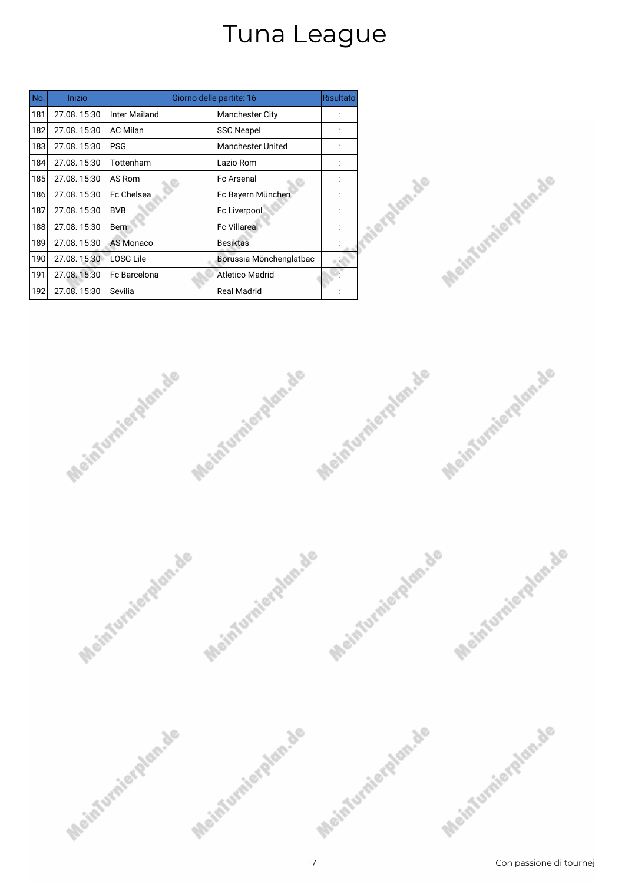# Tuna League

| No. | Inizio | Giorno delle partite: 16 | | Risultato |
|---|---|---|---|---|
| 181 | 27.08. 15:30 | Inter Mailand | Manchester City | : |
| 182 | 27.08. 15:30 | AC Milan | SSC Neapel | : |
| 183 | 27.08. 15:30 | PSG | Manchester United | : |
| 184 | 27.08. 15:30 | Tottenham | Lazio Rom | : |
| 185 | 27.08. 15:30 | AS Rom | Fc Arsenal | : |
| 186 | 27.08. 15:30 | Fc Chelsea | Fc Bayern München | : |
| 187 | 27.08. 15:30 | BVB | Fc Liverpool | : |
| 188 | 27.08. 15:30 | Bern | Fc Villareal | : |
| 189 | 27.08. 15:30 | AS Monaco | Besiktas | : |
| 190 | 27.08. 15:30 | LOSG Lile | Borussia Mönchenglatbac | : |
| 191 | 27.08. 15:30 | Fc Barcelona | Atletico Madrid | : |
| 192 | 27.08. 15:30 | Sevilia | Real Madrid | : |

Con passione di tournej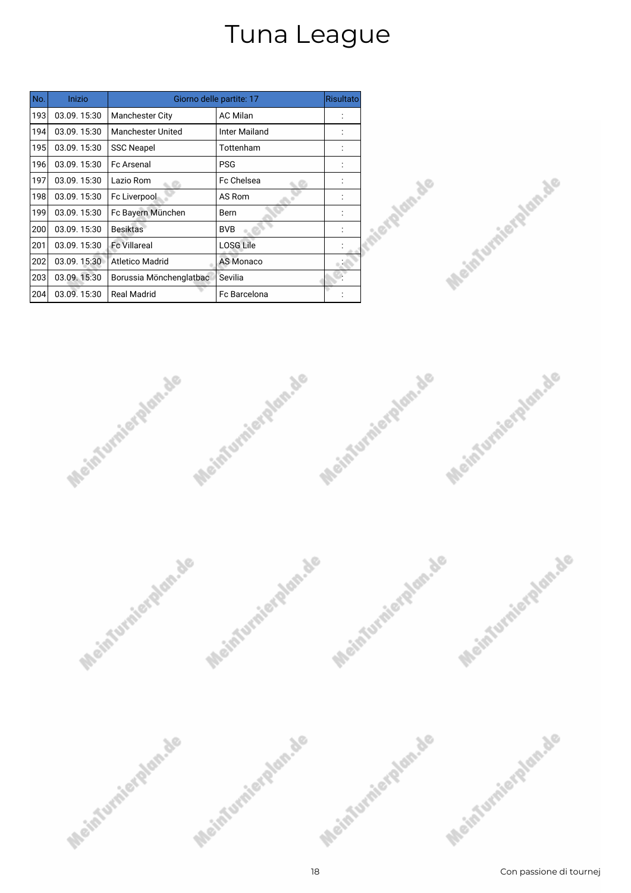# Tuna League

| No. | Inizio | Giorno delle partite: 17 | | Risultato |
|---|---|---|---|---|
| 193 | 03.09. 15:30 | Manchester City | AC Milan | : |
| 194 | 03.09. 15:30 | Manchester United | Inter Mailand | : |
| 195 | 03.09. 15:30 | SSC Neapel | Tottenham | : |
| 196 | 03.09. 15:30 | Fc Arsenal | PSG | : |
| 197 | 03.09. 15:30 | Lazio Rom | Fc Chelsea | : |
| 198 | 03.09. 15:30 | Fc Liverpool | AS Rom | : |
| 199 | 03.09. 15:30 | Fc Bayern München | Bern | : |
| 200 | 03.09. 15:30 | Besiktas | BVB | : |
| 201 | 03.09. 15:30 | Fc Villareal | LOSG Lile | : |
| 202 | 03.09. 15:30 | Atletico Madrid | AS Monaco | : |
| 203 | 03.09. 15:30 | Borussia Mönchenglatbac | Sevilia | : |
| 204 | 03.09. 15:30 | Real Madrid | Fc Barcelona | : |

Con passione di tournej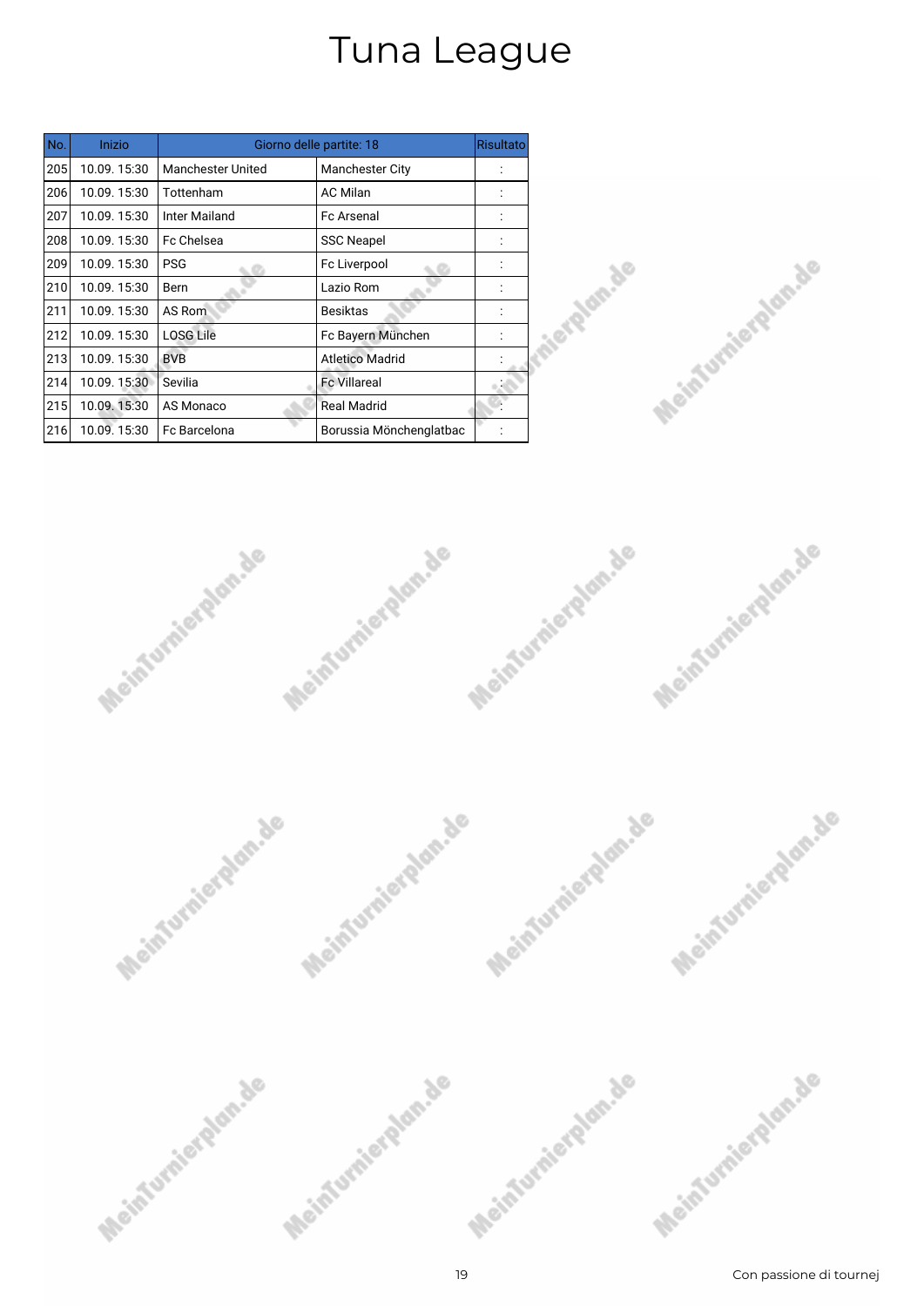# Tuna League

| No. | Inizio | Giorno delle partite: 18 | | Risultato |
|---|---|---|---|---|
| 205 | 10.09. 15:30 | Manchester United | Manchester City | : |
| 206 | 10.09. 15:30 | Tottenham | AC Milan | : |
| 207 | 10.09. 15:30 | Inter Mailand | Fc Arsenal | : |
| 208 | 10.09. 15:30 | Fc Chelsea | SSC Neapel | : |
| 209 | 10.09. 15:30 | PSG | Fc Liverpool | : |
| 210 | 10.09. 15:30 | Bern | Lazio Rom | : |
| 211 | 10.09. 15:30 | AS Rom | Besiktas | : |
| 212 | 10.09. 15:30 | LOSG Lile | Fc Bayern München | : |
| 213 | 10.09. 15:30 | BVB | Atletico Madrid | : |
| 214 | 10.09. 15:30 | Sevilia | Fc Villareal | : |
| 215 | 10.09. 15:30 | AS Monaco | Real Madrid | : |
| 216 | 10.09. 15:30 | Fc Barcelona | Borussia Mönchenglatbac | : |

Con passione di tournej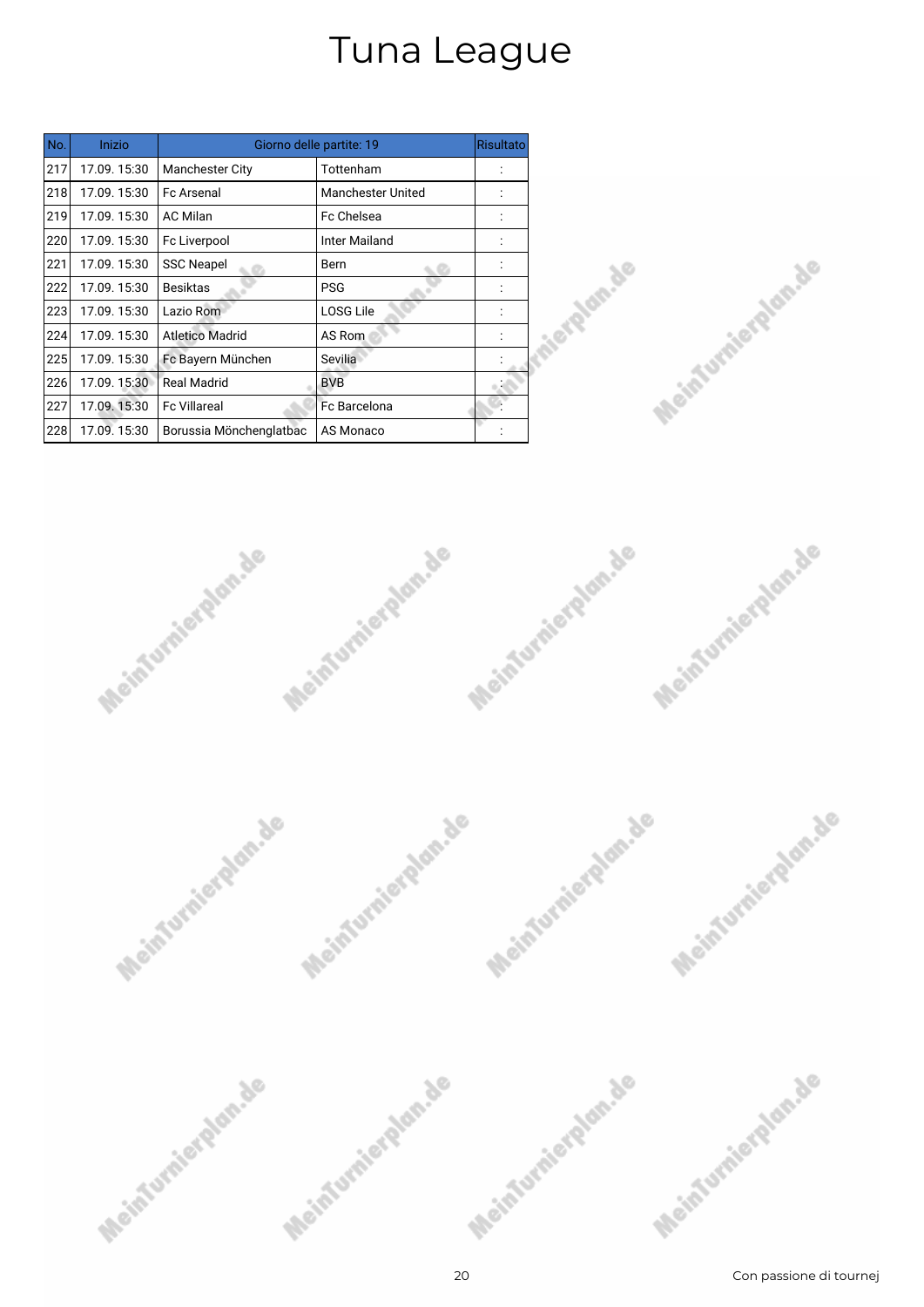# Tuna League

| No. | Inizio | Giorno delle partite: 19 | | Risultato |
|---|---|---|---|---|
| 217 | 17.09. 15:30 | Manchester City | Tottenham | : |
| 218 | 17.09. 15:30 | Fc Arsenal | Manchester United | : |
| 219 | 17.09. 15:30 | AC Milan | Fc Chelsea | : |
| 220 | 17.09. 15:30 | Fc Liverpool | Inter Mailand | : |
| 221 | 17.09. 15:30 | SSC Neapel | Bern | : |
| 222 | 17.09. 15:30 | Besiktas | PSG | : |
| 223 | 17.09. 15:30 | Lazio Rom | LOSG Lile | : |
| 224 | 17.09. 15:30 | Atletico Madrid | AS Rom | : |
| 225 | 17.09. 15:30 | Fc Bayern München | Sevilia | : |
| 226 | 17.09. 15:30 | Real Madrid | BVB | : |
| 227 | 17.09. 15:30 | Fc Villareal | Fc Barcelona | : |
| 228 | 17.09. 15:30 | Borussia Mönchenglatbac | AS Monaco | : |

Con passione di tournej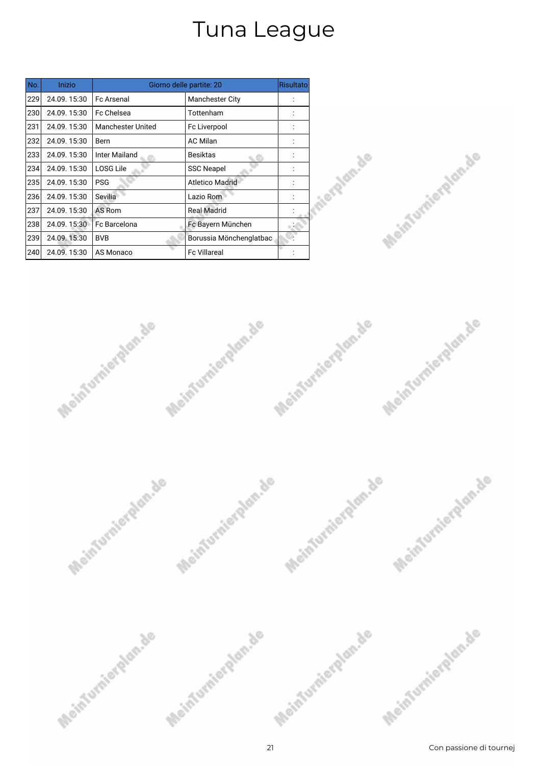# Tuna League

| No. | Inizio | Giorno delle partite: 20 | | Risultato |
|---|---|---|---|---|
| 229 | 24.09. 15:30 | Fc Arsenal | Manchester City | : |
| 230 | 24.09. 15:30 | Fc Chelsea | Tottenham | : |
| 231 | 24.09. 15:30 | Manchester United | Fc Liverpool | : |
| 232 | 24.09. 15:30 | Bern | AC Milan | : |
| 233 | 24.09. 15:30 | Inter Mailand | Besiktas | : |
| 234 | 24.09. 15:30 | LOSG Lile | SSC Neapel | : |
| 235 | 24.09. 15:30 | PSG | Atletico Madrid | : |
| 236 | 24.09. 15:30 | Sevilia | Lazio Rom | : |
| 237 | 24.09. 15:30 | AS Rom | Real Madrid | : |
| 238 | 24.09. 15:30 | Fc Barcelona | Fc Bayern München | : |
| 239 | 24.09. 15:30 | BVB | Borussia Mönchenglatbac | : |
| 240 | 24.09. 15:30 | AS Monaco | Fc Villareal | : |

Con passione di tournej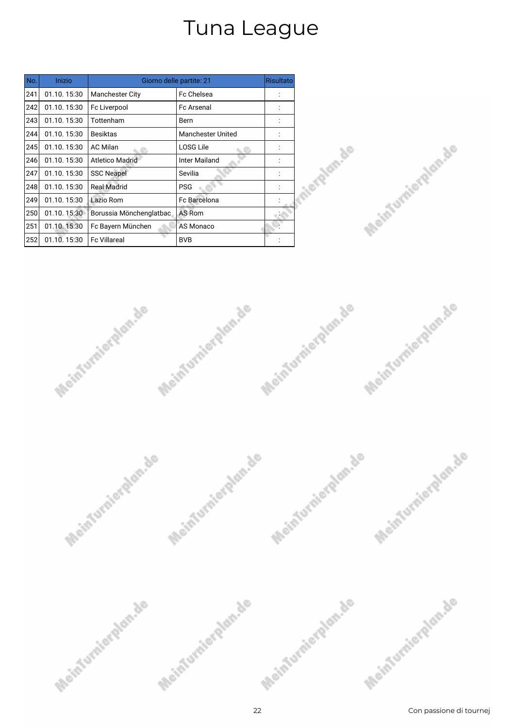# Tuna League

| No. | Inizio | Giorno delle partite: 21 | | Risultato |
|---|---|---|---|---|
| 241 | 01.10. 15:30 | Manchester City | Fc Chelsea | : |
| 242 | 01.10. 15:30 | Fc Liverpool | Fc Arsenal | : |
| 243 | 01.10. 15:30 | Tottenham | Bern | : |
| 244 | 01.10. 15:30 | Besiktas | Manchester United | : |
| 245 | 01.10. 15:30 | AC Milan | LOSG Lile | : |
| 246 | 01.10. 15:30 | Atletico Madrid | Inter Mailand | : |
| 247 | 01.10. 15:30 | SSC Neapel | Sevilia | : |
| 248 | 01.10. 15:30 | Real Madrid | PSG | : |
| 249 | 01.10. 15:30 | Lazio Rom | Fc Barcelona | : |
| 250 | 01.10. 15:30 | Borussia Mönchenglatbac | AS Rom | : |
| 251 | 01.10. 15:30 | Fc Bayern München | AS Monaco | : |
| 252 | 01.10. 15:30 | Fc Villareal | BVB | : |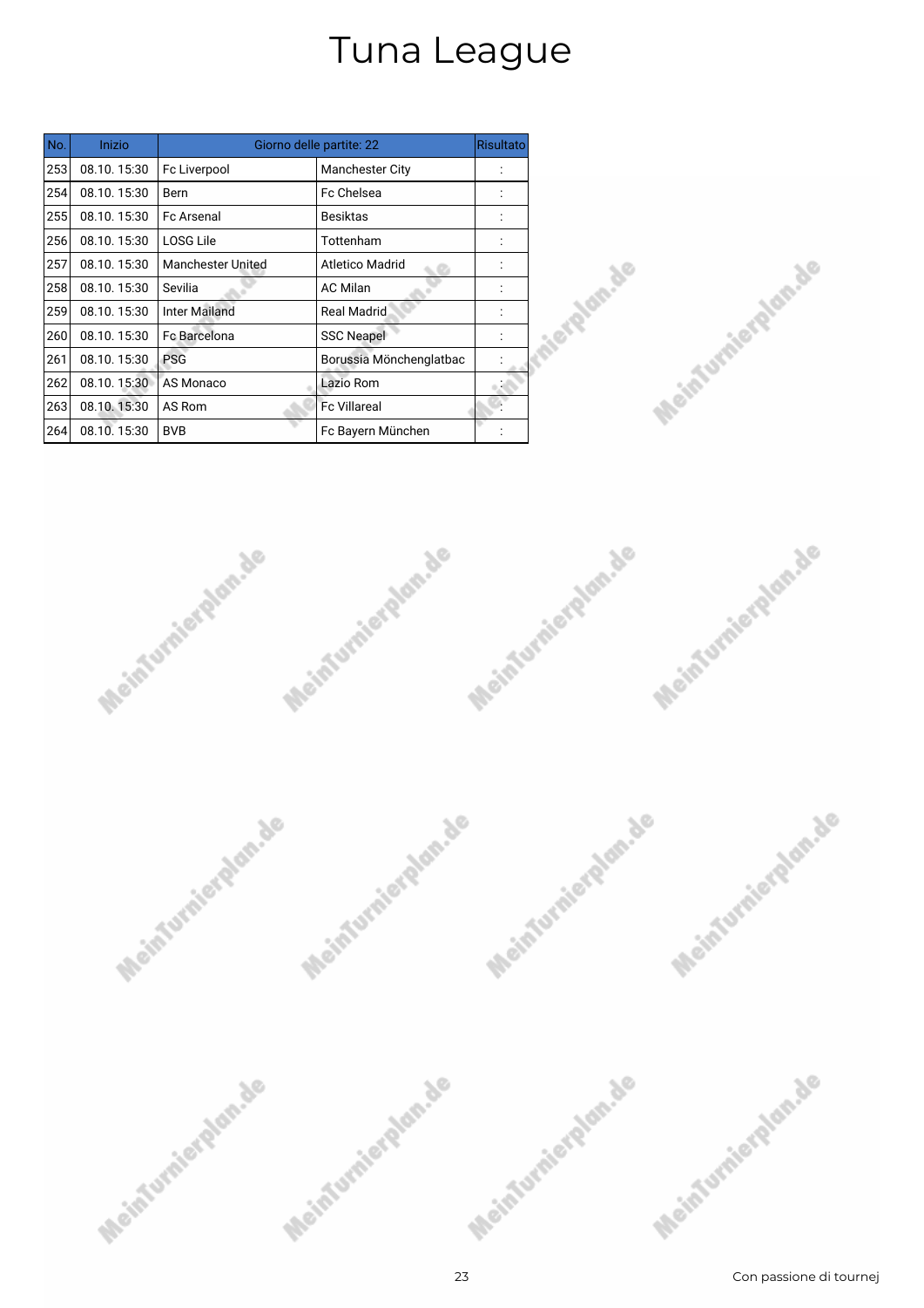# Tuna League

| No. | Inizio | Giorno delle partite: 22 | | Risultato |
|---|---|---|---|---|
| 253 | 08.10. 15:30 | Fc Liverpool | Manchester City | : |
| 254 | 08.10. 15:30 | Bern | Fc Chelsea | : |
| 255 | 08.10. 15:30 | Fc Arsenal | Besiktas | : |
| 256 | 08.10. 15:30 | LOSG Lile | Tottenham | : |
| 257 | 08.10. 15:30 | Manchester United | Atletico Madrid | : |
| 258 | 08.10. 15:30 | Sevilia | AC Milan | : |
| 259 | 08.10. 15:30 | Inter Mailand | Real Madrid | : |
| 260 | 08.10. 15:30 | Fc Barcelona | SSC Neapel | : |
| 261 | 08.10. 15:30 | PSG | Borussia Mönchenglatbac | : |
| 262 | 08.10. 15:30 | AS Monaco | Lazio Rom | : |
| 263 | 08.10. 15:30 | AS Rom | Fc Villareal | : |
| 264 | 08.10. 15:30 | BVB | Fc Bayern München | : |

Con passione di tournej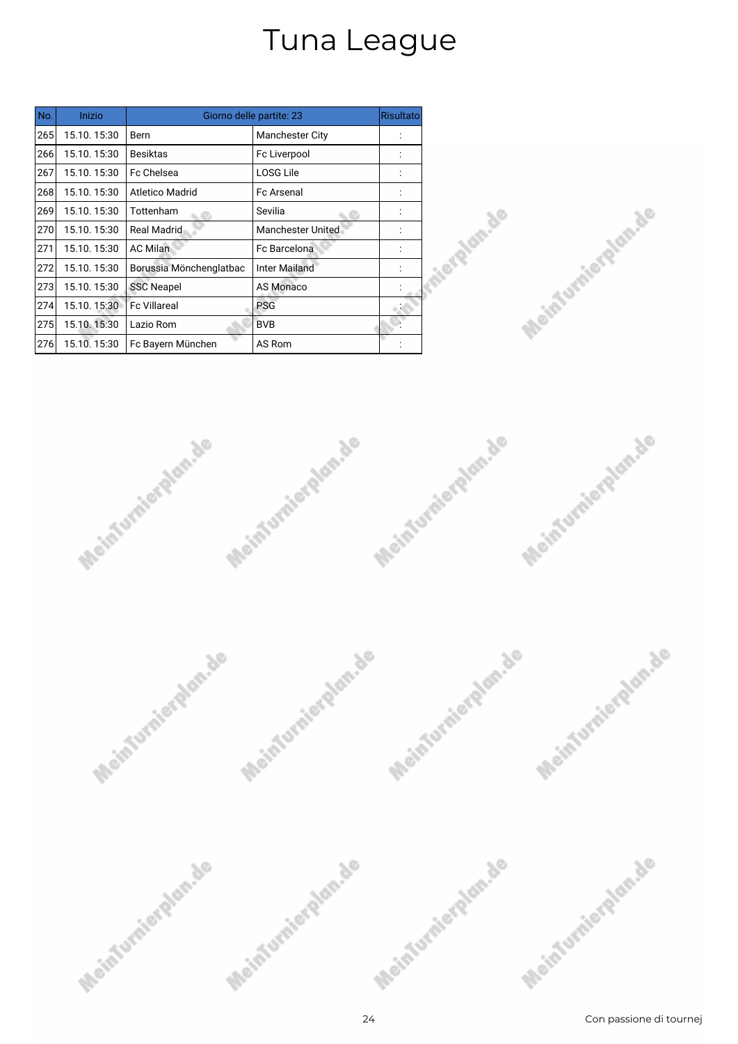# Tuna League

| No. | Inizio | Giorno delle partite: 23 | | Risultato |
|---|---|---|---|---|
| 265 | 15.10. 15:30 | Bern | Manchester City | : |
| 266 | 15.10. 15:30 | Besiktas | Fc Liverpool | : |
| 267 | 15.10. 15:30 | Fc Chelsea | LOSG Lile | : |
| 268 | 15.10. 15:30 | Atletico Madrid | Fc Arsenal | : |
| 269 | 15.10. 15:30 | Tottenham | Sevilia | : |
| 270 | 15.10. 15:30 | Real Madrid | Manchester United | : |
| 271 | 15.10. 15:30 | AC Milan | Fc Barcelona | : |
| 272 | 15.10. 15:30 | Borussia Mönchenglatbac | Inter Mailand | : |
| 273 | 15.10. 15:30 | SSC Neapel | AS Monaco | : |
| 274 | 15.10. 15:30 | Fc Villareal | PSG | : |
| 275 | 15.10. 15:30 | Lazio Rom | BVB | : |
| 276 | 15.10. 15:30 | Fc Bayern München | AS Rom | : |

Con passione di tournej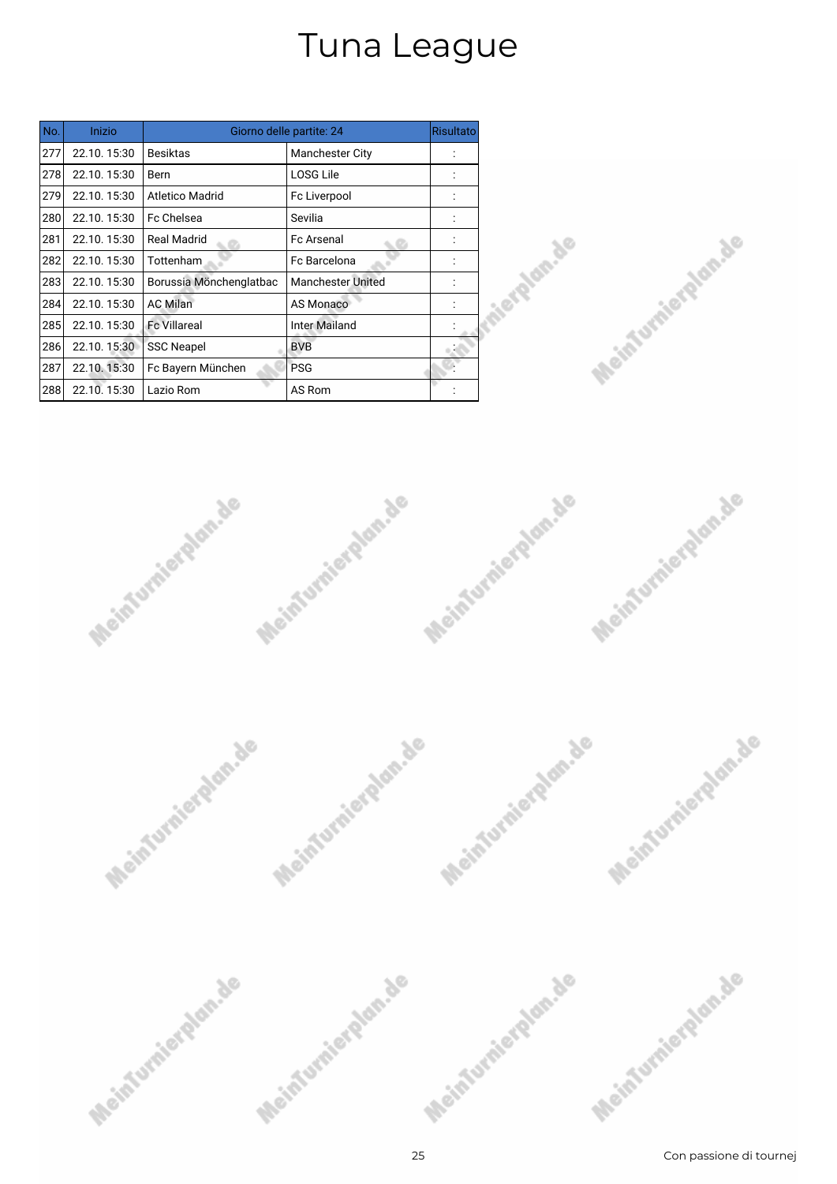# Tuna League

| No. | Inizio | Giorno delle partite: 24 | | Risultato |
|---|---|---|---|---|
| 277 | 22.10. 15:30 | Besiktas | Manchester City | : |
| 278 | 22.10. 15:30 | Bern | LOSG Lile | : |
| 279 | 22.10. 15:30 | Atletico Madrid | Fc Liverpool | : |
| 280 | 22.10. 15:30 | Fc Chelsea | Sevilia | : |
| 281 | 22.10. 15:30 | Real Madrid | Fc Arsenal | : |
| 282 | 22.10. 15:30 | Tottenham | Fc Barcelona | : |
| 283 | 22.10. 15:30 | Borussia Mönchenglatbac | Manchester United | : |
| 284 | 22.10. 15:30 | AC Milan | AS Monaco | : |
| 285 | 22.10. 15:30 | Fc Villareal | Inter Mailand | : |
| 286 | 22.10. 15:30 | SSC Neapel | BVB | : |
| 287 | 22.10. 15:30 | Fc Bayern München | PSG | : |
| 288 | 22.10. 15:30 | Lazio Rom | AS Rom | : |

Con passione di tournej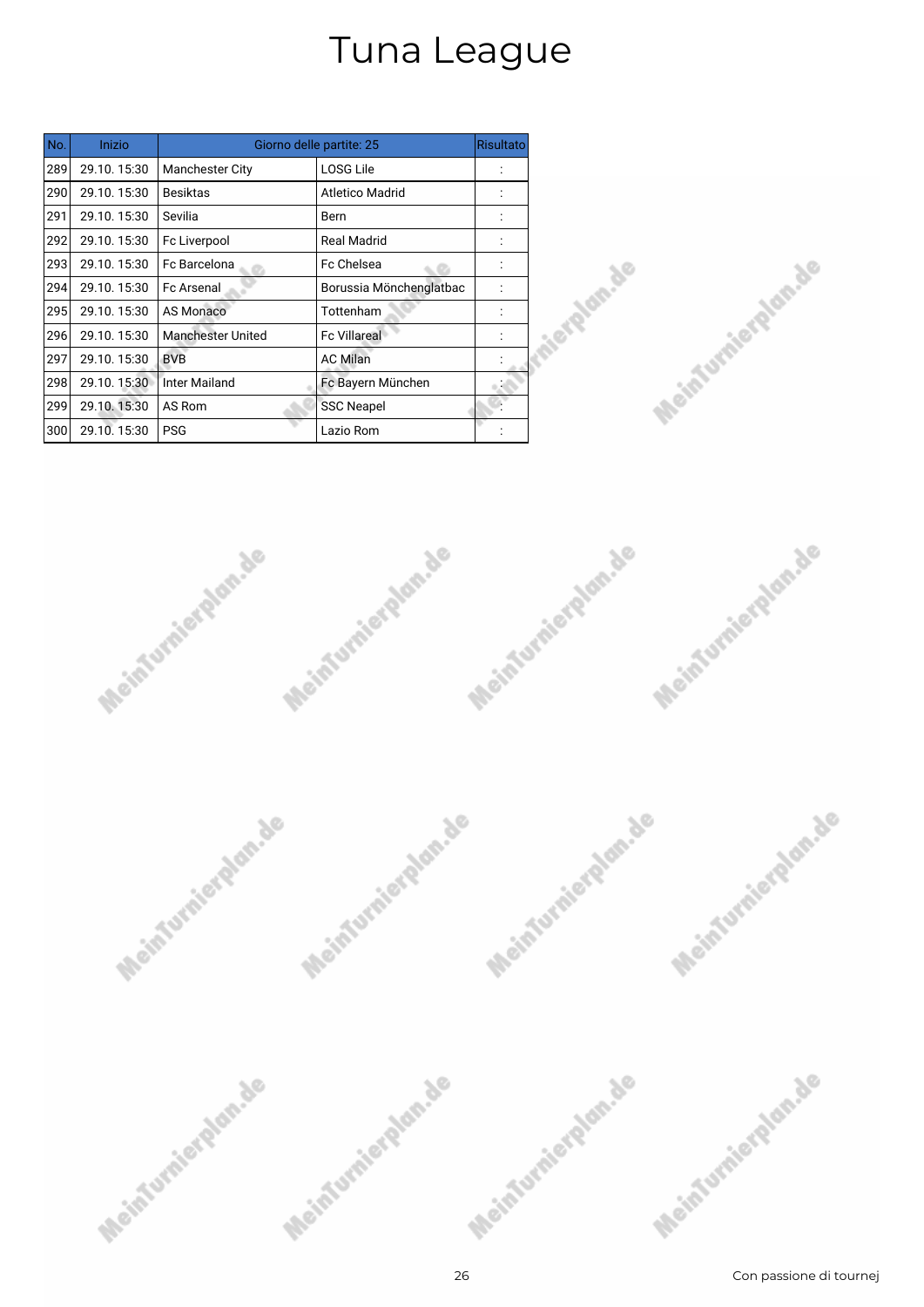# Tuna League

| No. | Inizio | Giorno delle partite: 25 | | Risultato |
|---|---|---|---|---|
| 289 | 29.10. 15:30 | Manchester City | LOSG Lile | : |
| 290 | 29.10. 15:30 | Besiktas | Atletico Madrid | : |
| 291 | 29.10. 15:30 | Sevilia | Bern | : |
| 292 | 29.10. 15:30 | Fc Liverpool | Real Madrid | : |
| 293 | 29.10. 15:30 | Fc Barcelona | Fc Chelsea | : |
| 294 | 29.10. 15:30 | Fc Arsenal | Borussia Mönchenglatbac | : |
| 295 | 29.10. 15:30 | AS Monaco | Tottenham | : |
| 296 | 29.10. 15:30 | Manchester United | Fc Villareal | : |
| 297 | 29.10. 15:30 | BVB | AC Milan | : |
| 298 | 29.10. 15:30 | Inter Mailand | Fc Bayern München | : |
| 299 | 29.10. 15:30 | AS Rom | SSC Neapel | : |
| 300 | 29.10. 15:30 | PSG | Lazio Rom | : |

Con passione di tournej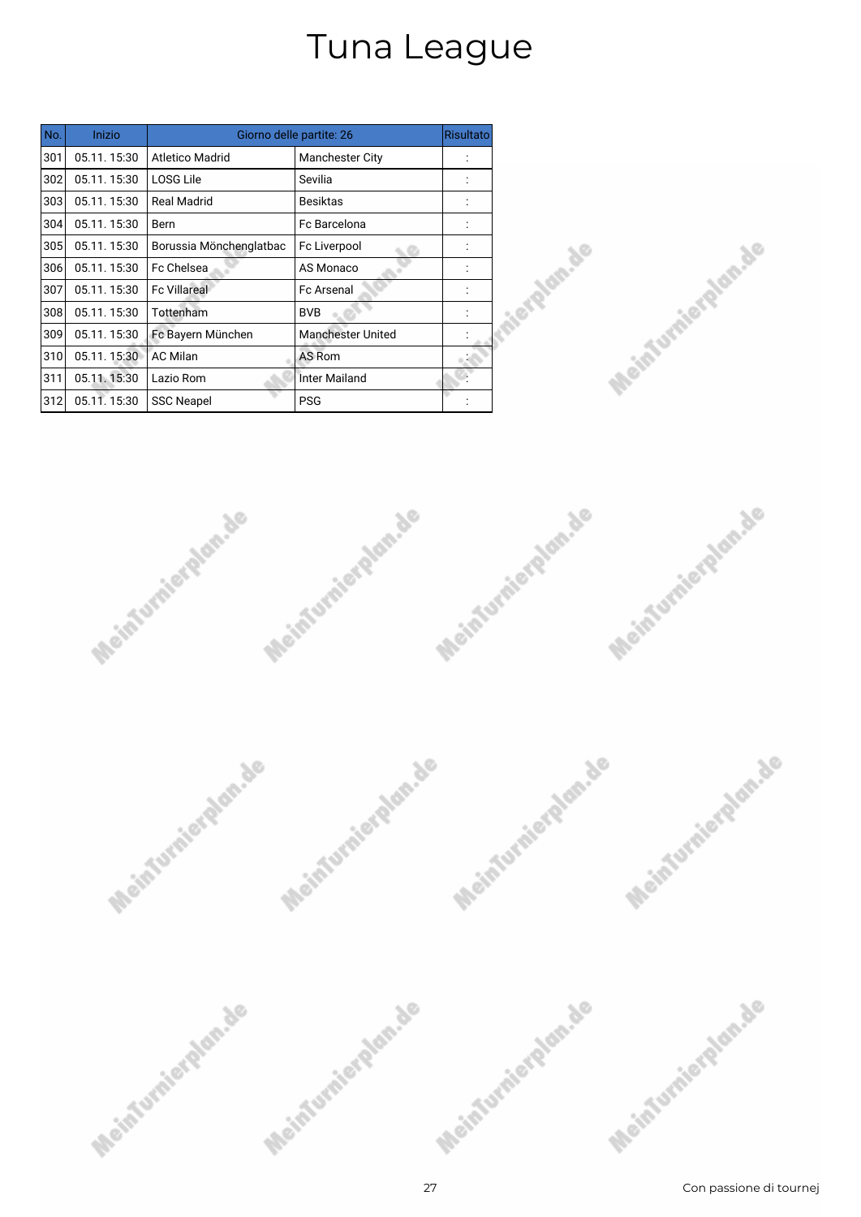# Tuna League

| No. | Inizio | Giorno delle partite: 26 | | Risultato |
|---|---|---|---|---|
| 301 | 05.11. 15:30 | Atletico Madrid | Manchester City | : |
| 302 | 05.11. 15:30 | LOSG Lile | Sevilia | : |
| 303 | 05.11. 15:30 | Real Madrid | Besiktas | : |
| 304 | 05.11. 15:30 | Bern | Fc Barcelona | : |
| 305 | 05.11. 15:30 | Borussia Mönchenglatbac | Fc Liverpool | : |
| 306 | 05.11. 15:30 | Fc Chelsea | AS Monaco | : |
| 307 | 05.11. 15:30 | Fc Villareal | Fc Arsenal | : |
| 308 | 05.11. 15:30 | Tottenham | BVB | : |
| 309 | 05.11. 15:30 | Fc Bayern München | Manchester United | : |
| 310 | 05.11. 15:30 | AC Milan | AS Rom | : |
| 311 | 05.11. 15:30 | Lazio Rom | Inter Mailand | : |
| 312 | 05.11. 15:30 | SSC Neapel | PSG | : |

Con passione di tournej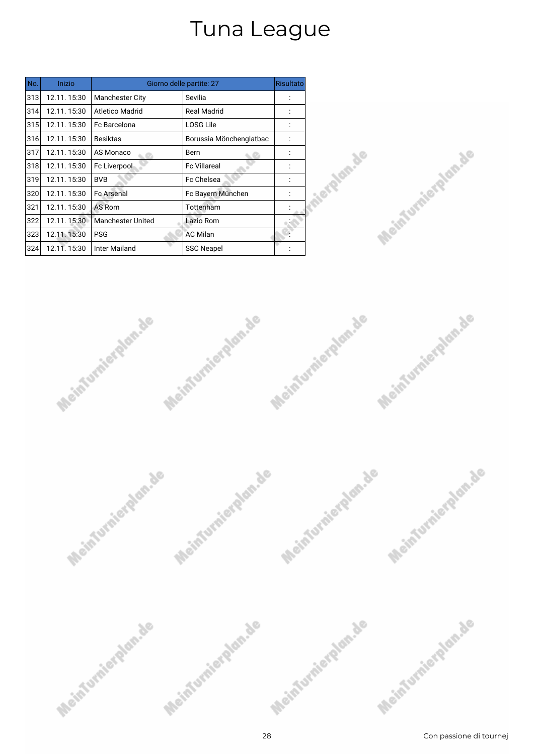# Tuna League

| No. | Inizio | Giorno delle partite: 27 | | Risultato |
|---|---|---|---|---|
| 313 | 12.11. 15:30 | Manchester City | Sevilia | : |
| 314 | 12.11. 15:30 | Atletico Madrid | Real Madrid | : |
| 315 | 12.11. 15:30 | Fc Barcelona | LOSG Lile | : |
| 316 | 12.11. 15:30 | Besiktas | Borussia Mönchenglatbac | : |
| 317 | 12.11. 15:30 | AS Monaco | Bern | : |
| 318 | 12.11. 15:30 | Fc Liverpool | Fc Villareal | : |
| 319 | 12.11. 15:30 | BVB | Fc Chelsea | : |
| 320 | 12.11. 15:30 | Fc Arsenal | Fc Bayern München | : |
| 321 | 12.11. 15:30 | AS Rom | Tottenham | : |
| 322 | 12.11. 15:30 | Manchester United | Lazio Rom | : |
| 323 | 12.11. 15:30 | PSG | AC Milan | : |
| 324 | 12.11. 15:30 | Inter Mailand | SSC Neapel | : |

Con passione di tournej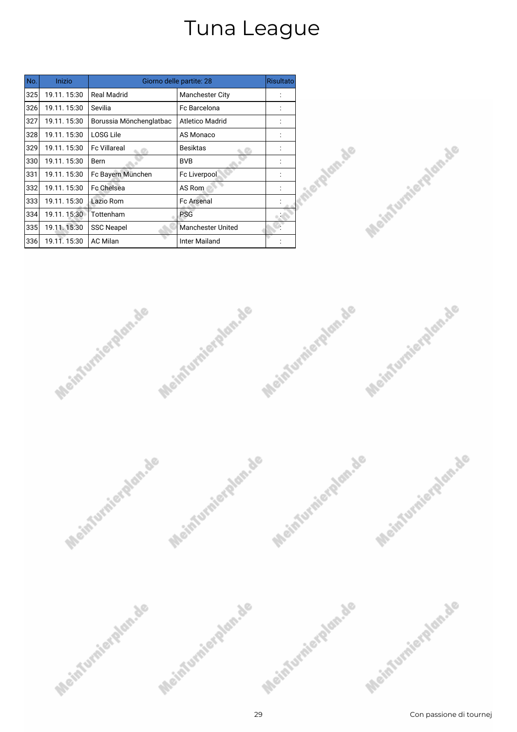# Tuna League

| No. | Inizio | Giorno delle partite: 28 | | Risultato |
|---|---|---|---|---|
| 325 | 19.11. 15:30 | Real Madrid | Manchester City | : |
| 326 | 19.11. 15:30 | Sevilia | Fc Barcelona | : |
| 327 | 19.11. 15:30 | Borussia Mönchenglatbac | Atletico Madrid | : |
| 328 | 19.11. 15:30 | LOSG Lile | AS Monaco | : |
| 329 | 19.11. 15:30 | Fc Villareal | Besiktas | : |
| 330 | 19.11. 15:30 | Bern | BVB | : |
| 331 | 19.11. 15:30 | Fc Bayern München | Fc Liverpool | : |
| 332 | 19.11. 15:30 | Fc Chelsea | AS Rom | : |
| 333 | 19.11. 15:30 | Lazio Rom | Fc Arsenal | : |
| 334 | 19.11. 15:30 | Tottenham | PSG | : |
| 335 | 19.11. 15:30 | SSC Neapel | Manchester United | : |
| 336 | 19.11. 15:30 | AC Milan | Inter Mailand | : |

Con passione di tournej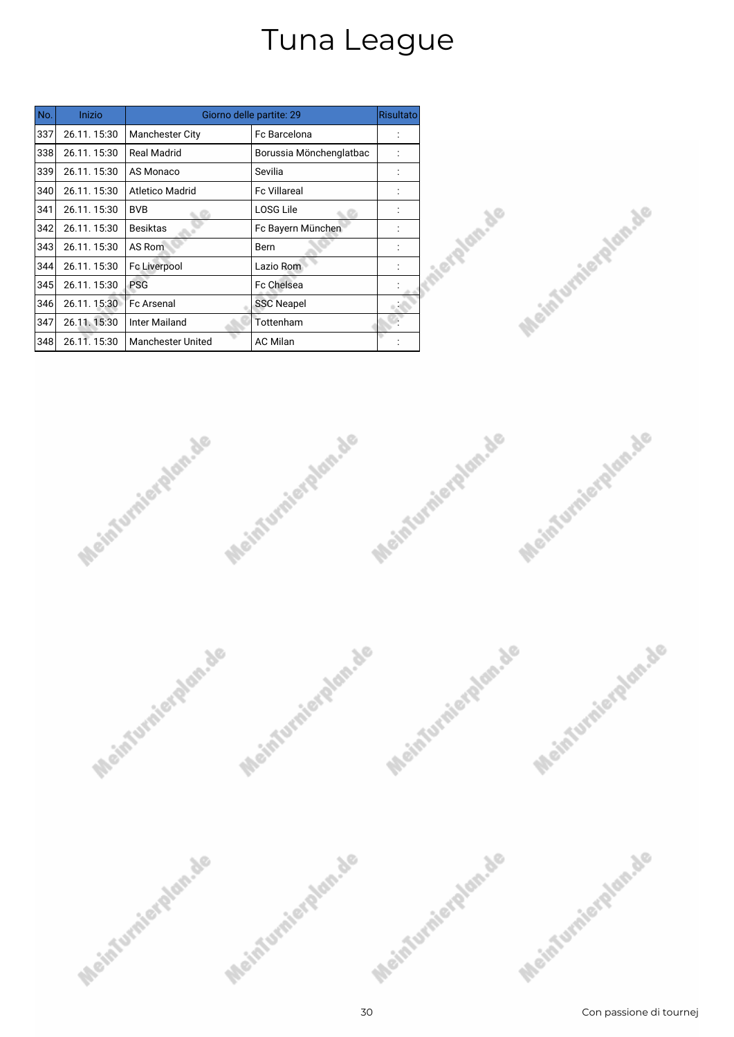# Tuna League

| No. | Inizio | Giorno delle partite: 29 | | Risultato |
|---|---|---|---|---|
| 337 | 26.11. 15:30 | Manchester City | Fc Barcelona | : |
| 338 | 26.11. 15:30 | Real Madrid | Borussia Mönchenglatbac | : |
| 339 | 26.11. 15:30 | AS Monaco | Sevilia | : |
| 340 | 26.11. 15:30 | Atletico Madrid | Fc Villareal | : |
| 341 | 26.11. 15:30 | BVB | LOSG Lile | : |
| 342 | 26.11. 15:30 | Besiktas | Fc Bayern München | : |
| 343 | 26.11. 15:30 | AS Rom | Bern | : |
| 344 | 26.11. 15:30 | Fc Liverpool | Lazio Rom | : |
| 345 | 26.11. 15:30 | PSG | Fc Chelsea | : |
| 346 | 26.11. 15:30 | Fc Arsenal | SSC Neapel | : |
| 347 | 26.11. 15:30 | Inter Mailand | Tottenham | : |
| 348 | 26.11. 15:30 | Manchester United | AC Milan | : |

Con passione di tournej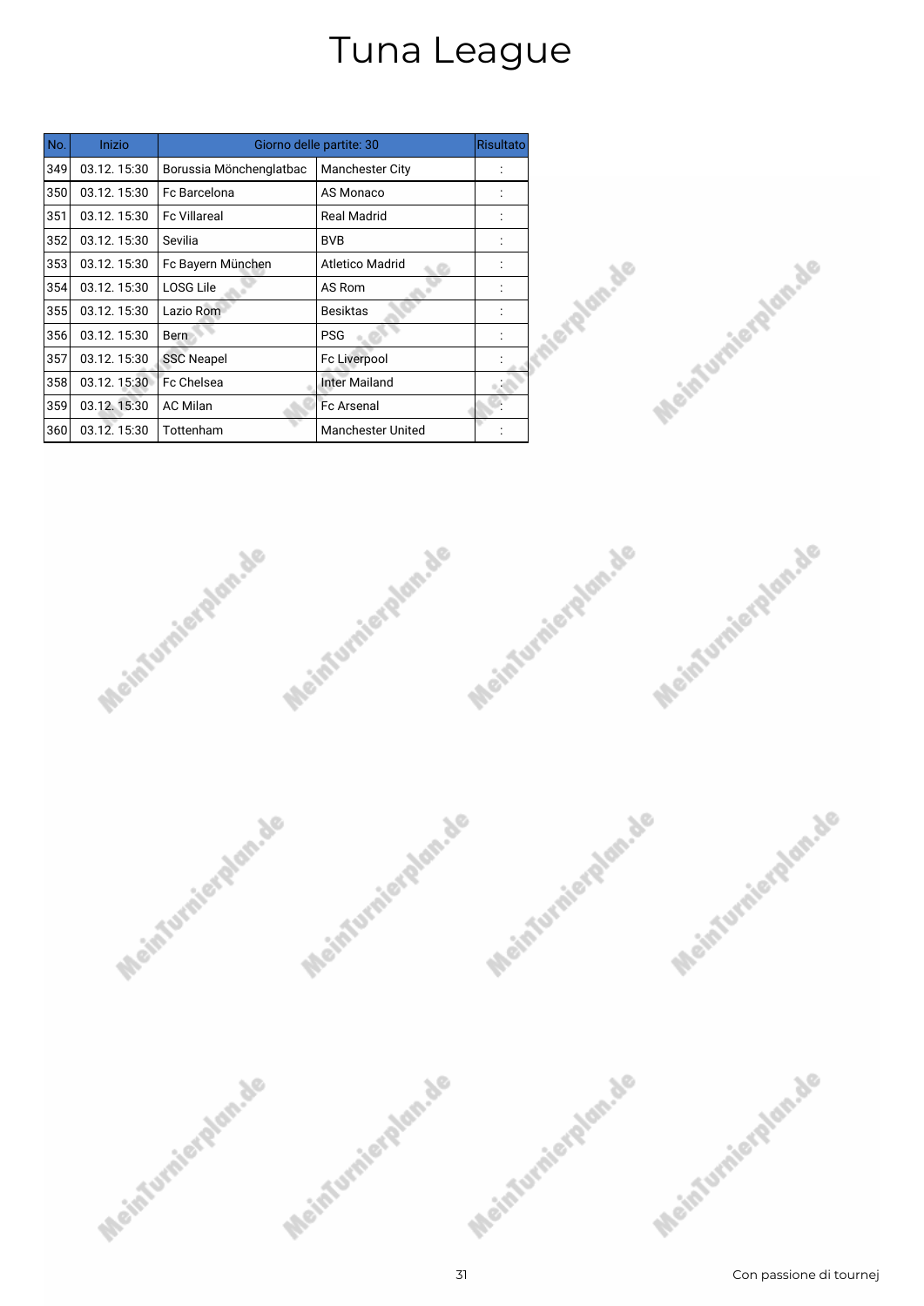# Tuna League

| No. | Inizio | Giorno delle partite: 30 | | Risultato |
|---|---|---|---|---|
| 349 | 03.12. 15:30 | Borussia Mönchenglatbac | Manchester City | : |
| 350 | 03.12. 15:30 | Fc Barcelona | AS Monaco | : |
| 351 | 03.12. 15:30 | Fc Villareal | Real Madrid | : |
| 352 | 03.12. 15:30 | Sevilia | BVB | : |
| 353 | 03.12. 15:30 | Fc Bayern München | Atletico Madrid | : |
| 354 | 03.12. 15:30 | LOSG Lile | AS Rom | : |
| 355 | 03.12. 15:30 | Lazio Rom | Besiktas | : |
| 356 | 03.12. 15:30 | Bern | PSG | : |
| 357 | 03.12. 15:30 | SSC Neapel | Fc Liverpool | : |
| 358 | 03.12. 15:30 | Fc Chelsea | Inter Mailand | : |
| 359 | 03.12. 15:30 | AC Milan | Fc Arsenal | : |
| 360 | 03.12. 15:30 | Tottenham | Manchester United | : |

Con passione di tournej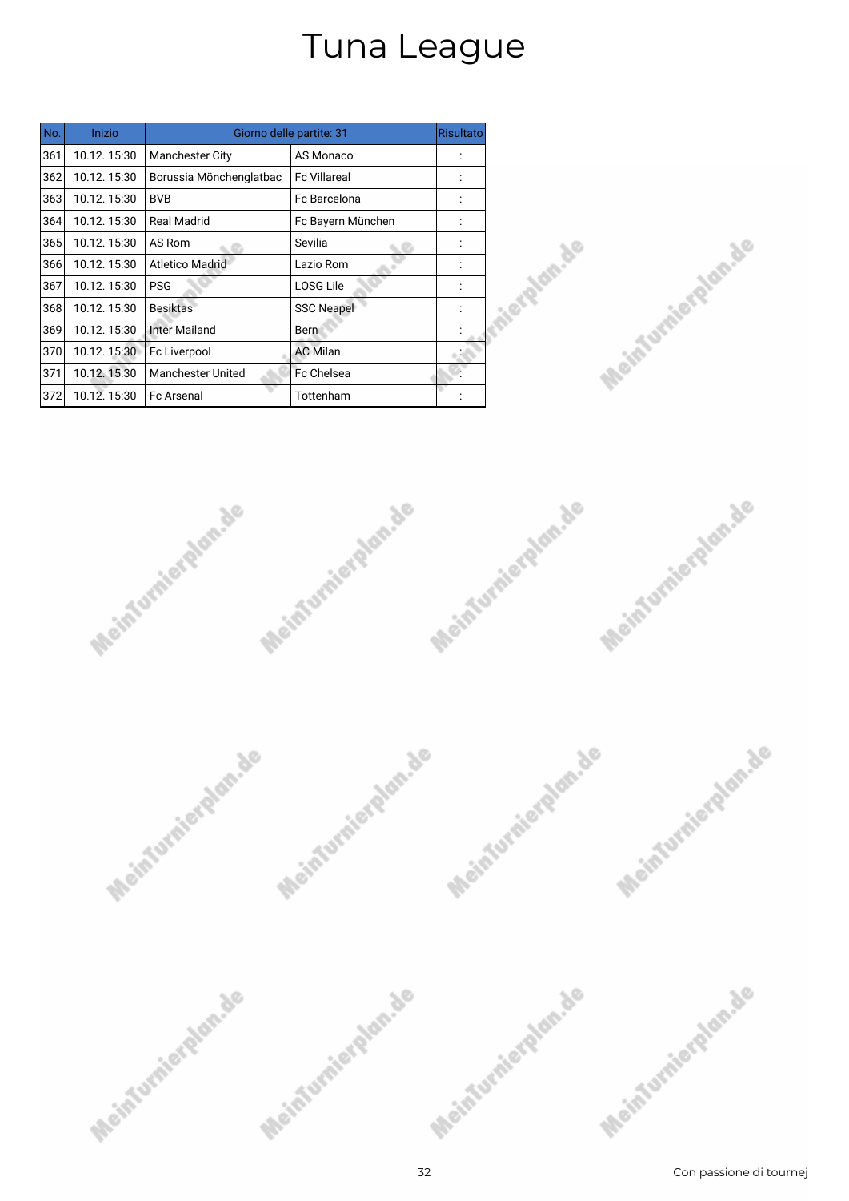# Tuna League

| No. | Inizio | Giorno delle partite: 31 | | Risultato |
|---|---|---|---|---|
| 361 | 10.12. 15:30 | Manchester City | AS Monaco | : |
| 362 | 10.12. 15:30 | Borussia Mönchenglatbac | Fc Villareal | : |
| 363 | 10.12. 15:30 | BVB | Fc Barcelona | : |
| 364 | 10.12. 15:30 | Real Madrid | Fc Bayern München | : |
| 365 | 10.12. 15:30 | AS Rom | Sevilia | : |
| 366 | 10.12. 15:30 | Atletico Madrid | Lazio Rom | : |
| 367 | 10.12. 15:30 | PSG | LOSG Lile | : |
| 368 | 10.12. 15:30 | Besiktas | SSC Neapel | : |
| 369 | 10.12. 15:30 | Inter Mailand | Bern | : |
| 370 | 10.12. 15:30 | Fc Liverpool | AC Milan | : |
| 371 | 10.12. 15:30 | Manchester United | Fc Chelsea | : |
| 372 | 10.12. 15:30 | Fc Arsenal | Tottenham | : |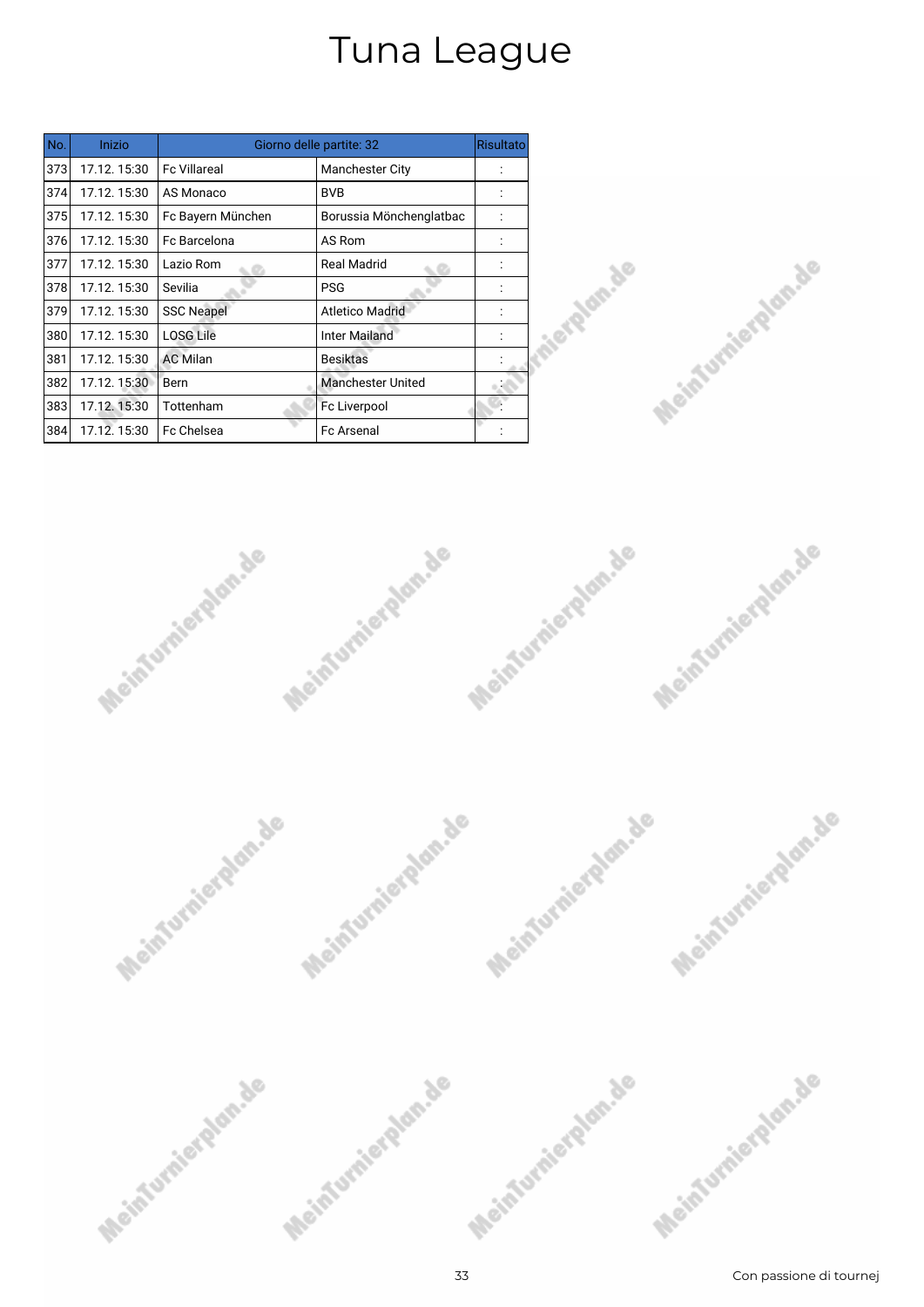# Tuna League

| No. | Inizio | Giorno delle partite: 32 | | Risultato |
|---|---|---|---|---|
| 373 | 17.12. 15:30 | Fc Villareal | Manchester City | : |
| 374 | 17.12. 15:30 | AS Monaco | BVB | : |
| 375 | 17.12. 15:30 | Fc Bayern München | Borussia Mönchenglatbac | : |
| 376 | 17.12. 15:30 | Fc Barcelona | AS Rom | : |
| 377 | 17.12. 15:30 | Lazio Rom | Real Madrid | : |
| 378 | 17.12. 15:30 | Sevilia | PSG | : |
| 379 | 17.12. 15:30 | SSC Neapel | Atletico Madrid | : |
| 380 | 17.12. 15:30 | LOSG Lile | Inter Mailand | : |
| 381 | 17.12. 15:30 | AC Milan | Besiktas | : |
| 382 | 17.12. 15:30 | Bern | Manchester United | : |
| 383 | 17.12. 15:30 | Tottenham | Fc Liverpool | : |
| 384 | 17.12. 15:30 | Fc Chelsea | Fc Arsenal | : |

Con passione di tournej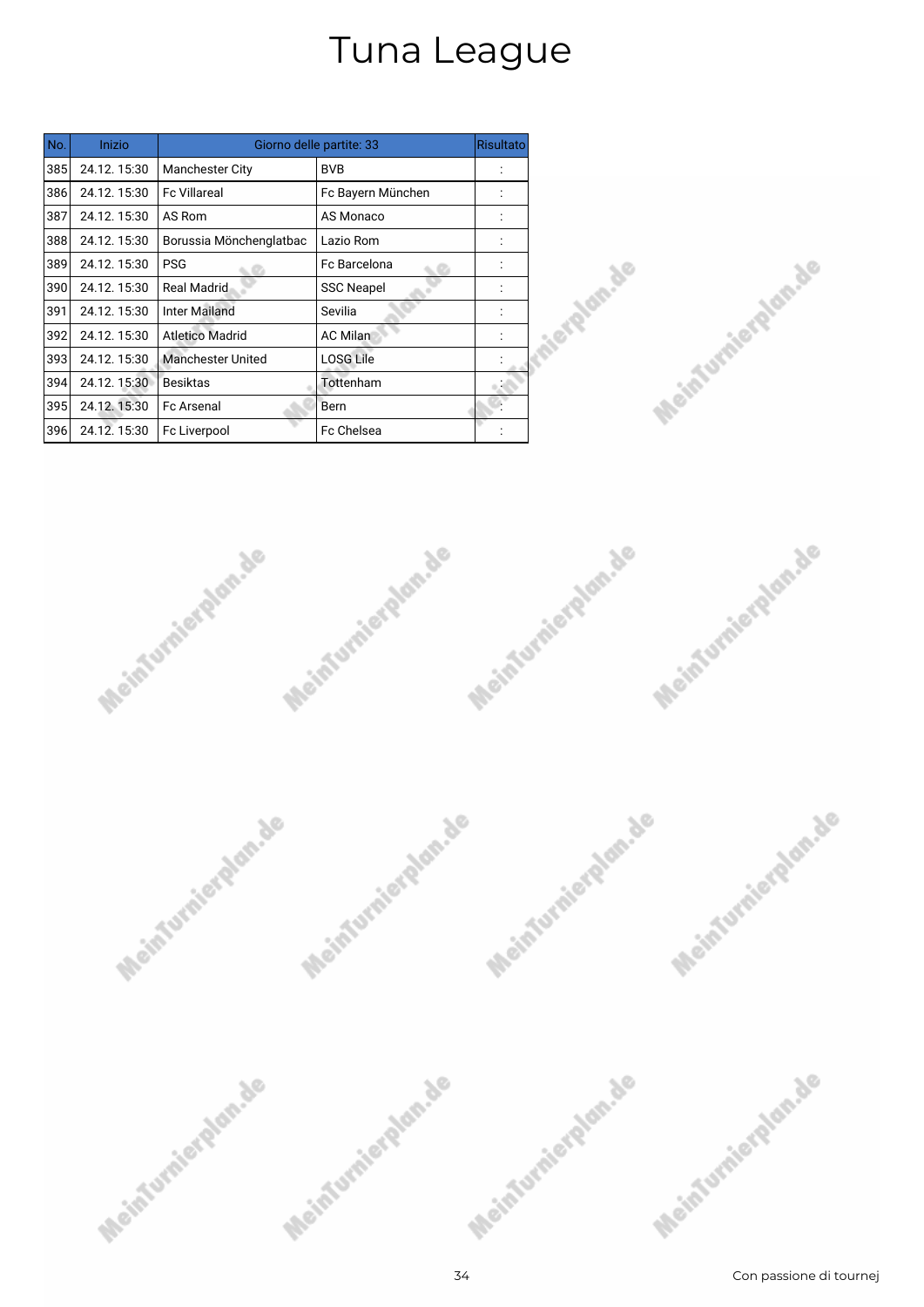# Tuna League

| No. | Inizio | Giorno delle partite: 33 | | Risultato |
|---|---|---|---|---|
| 385 | 24.12. 15:30 | Manchester City | BVB | : |
| 386 | 24.12. 15:30 | Fc Villareal | Fc Bayern München | : |
| 387 | 24.12. 15:30 | AS Rom | AS Monaco | : |
| 388 | 24.12. 15:30 | Borussia Mönchenglatbac | Lazio Rom | : |
| 389 | 24.12. 15:30 | PSG | Fc Barcelona | : |
| 390 | 24.12. 15:30 | Real Madrid | SSC Neapel | : |
| 391 | 24.12. 15:30 | Inter Mailand | Sevilia | : |
| 392 | 24.12. 15:30 | Atletico Madrid | AC Milan | : |
| 393 | 24.12. 15:30 | Manchester United | LOSG Lile | : |
| 394 | 24.12. 15:30 | Besiktas | Tottenham | : |
| 395 | 24.12. 15:30 | Fc Arsenal | Bern | : |
| 396 | 24.12. 15:30 | Fc Liverpool | Fc Chelsea | : |

Con passione di tournej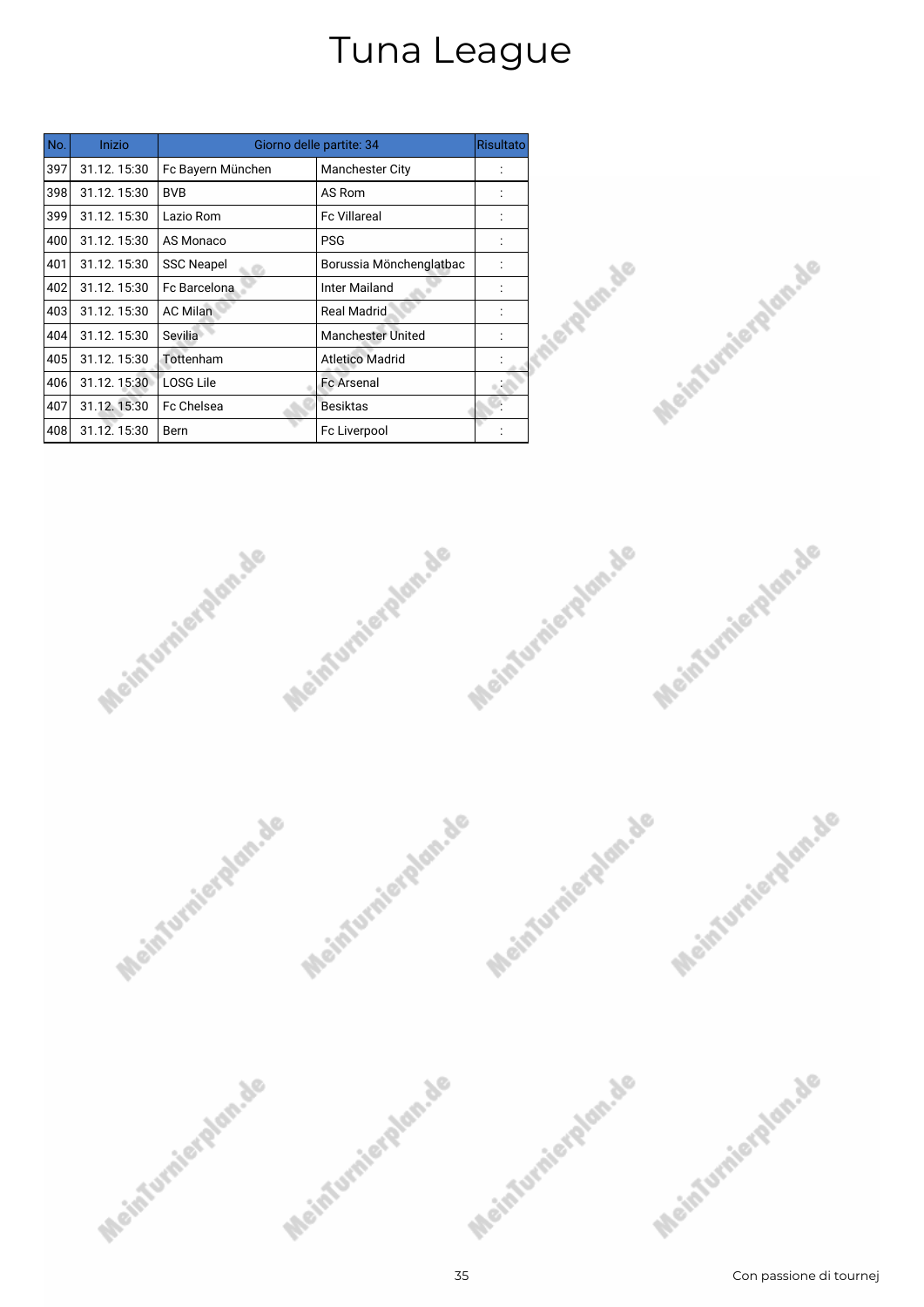# Tuna League

| No. | Inizio | Giorno delle partite: 34 | | Risultato |
|---|---|---|---|---|
| 397 | 31.12. 15:30 | Fc Bayern München | Manchester City | : |
| 398 | 31.12. 15:30 | BVB | AS Rom | : |
| 399 | 31.12. 15:30 | Lazio Rom | Fc Villareal | : |
| 400 | 31.12. 15:30 | AS Monaco | PSG | : |
| 401 | 31.12. 15:30 | SSC Neapel | Borussia Mönchenglatbac | : |
| 402 | 31.12. 15:30 | Fc Barcelona | Inter Mailand | : |
| 403 | 31.12. 15:30 | AC Milan | Real Madrid | : |
| 404 | 31.12. 15:30 | Sevilia | Manchester United | : |
| 405 | 31.12. 15:30 | Tottenham | Atletico Madrid | : |
| 406 | 31.12. 15:30 | LOSG Lile | Fc Arsenal | : |
| 407 | 31.12. 15:30 | Fc Chelsea | Besiktas | : |
| 408 | 31.12. 15:30 | Bern | Fc Liverpool | : |

Con passione di tournej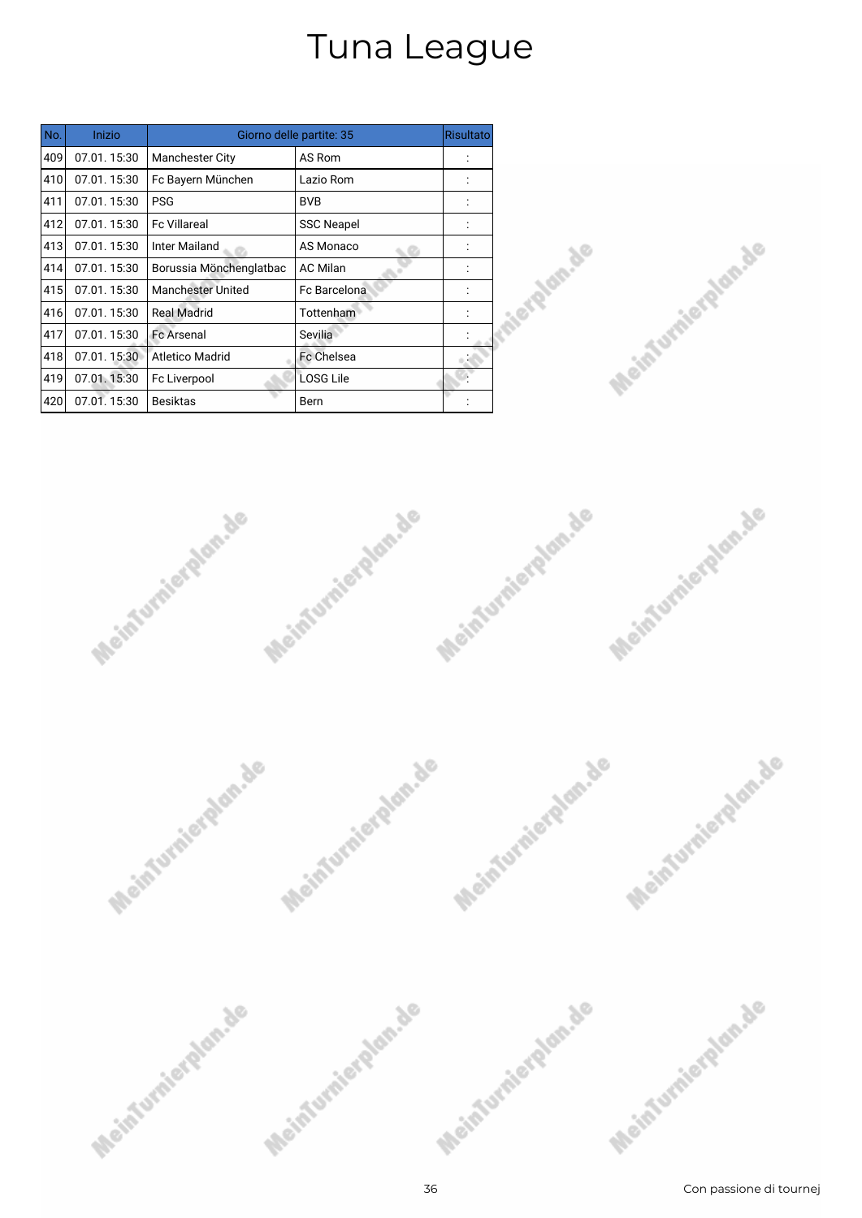# Tuna League

| No. | Inizio | Giorno delle partite: 35 | | Risultato |
|---|---|---|---|---|
| 409 | 07.01. 15:30 | Manchester City | AS Rom | : |
| 410 | 07.01. 15:30 | Fc Bayern München | Lazio Rom | : |
| 411 | 07.01. 15:30 | PSG | BVB | : |
| 412 | 07.01. 15:30 | Fc Villareal | SSC Neapel | : |
| 413 | 07.01. 15:30 | Inter Mailand | AS Monaco | : |
| 414 | 07.01. 15:30 | Borussia Mönchenglatbac | AC Milan | : |
| 415 | 07.01. 15:30 | Manchester United | Fc Barcelona | : |
| 416 | 07.01. 15:30 | Real Madrid | Tottenham | : |
| 417 | 07.01. 15:30 | Fc Arsenal | Sevilia | : |
| 418 | 07.01. 15:30 | Atletico Madrid | Fc Chelsea | : |
| 419 | 07.01. 15:30 | Fc Liverpool | LOSG Lile | : |
| 420 | 07.01. 15:30 | Besiktas | Bern | : |

Con passione di tournej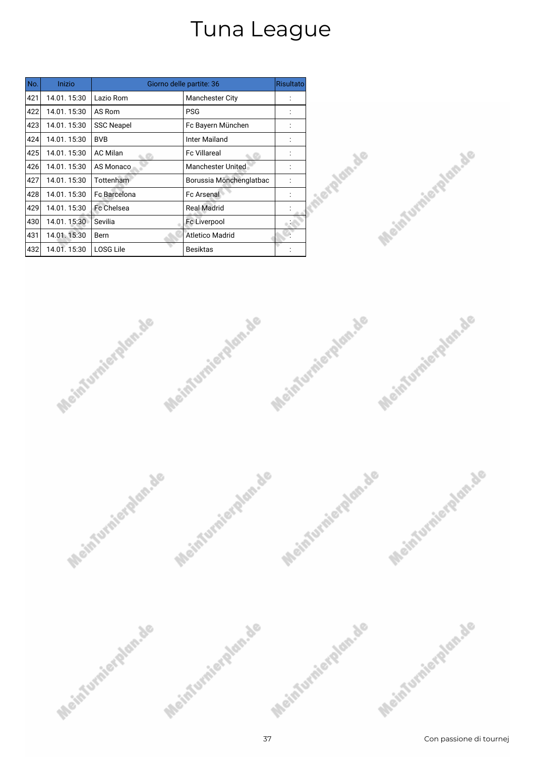# Tuna League

| No. | Inizio | Giorno delle partite: 36 | | Risultato |
|---|---|---|---|---|
| 421 | 14.01. 15:30 | Lazio Rom | Manchester City | : |
| 422 | 14.01. 15:30 | AS Rom | PSG | : |
| 423 | 14.01. 15:30 | SSC Neapel | Fc Bayern München | : |
| 424 | 14.01. 15:30 | BVB | Inter Mailand | : |
| 425 | 14.01. 15:30 | AC Milan | Fc Villareal | : |
| 426 | 14.01. 15:30 | AS Monaco | Manchester United | : |
| 427 | 14.01. 15:30 | Tottenham | Borussia Mönchenglatbac | : |
| 428 | 14.01. 15:30 | Fc Barcelona | Fc Arsenal | : |
| 429 | 14.01. 15:30 | Fc Chelsea | Real Madrid | : |
| 430 | 14.01. 15:30 | Sevilia | Fc Liverpool | : |
| 431 | 14.01. 15:30 | Bern | Atletico Madrid | : |
| 432 | 14.01. 15:30 | LOSG Lile | Besiktas | : |

Con passione di tournej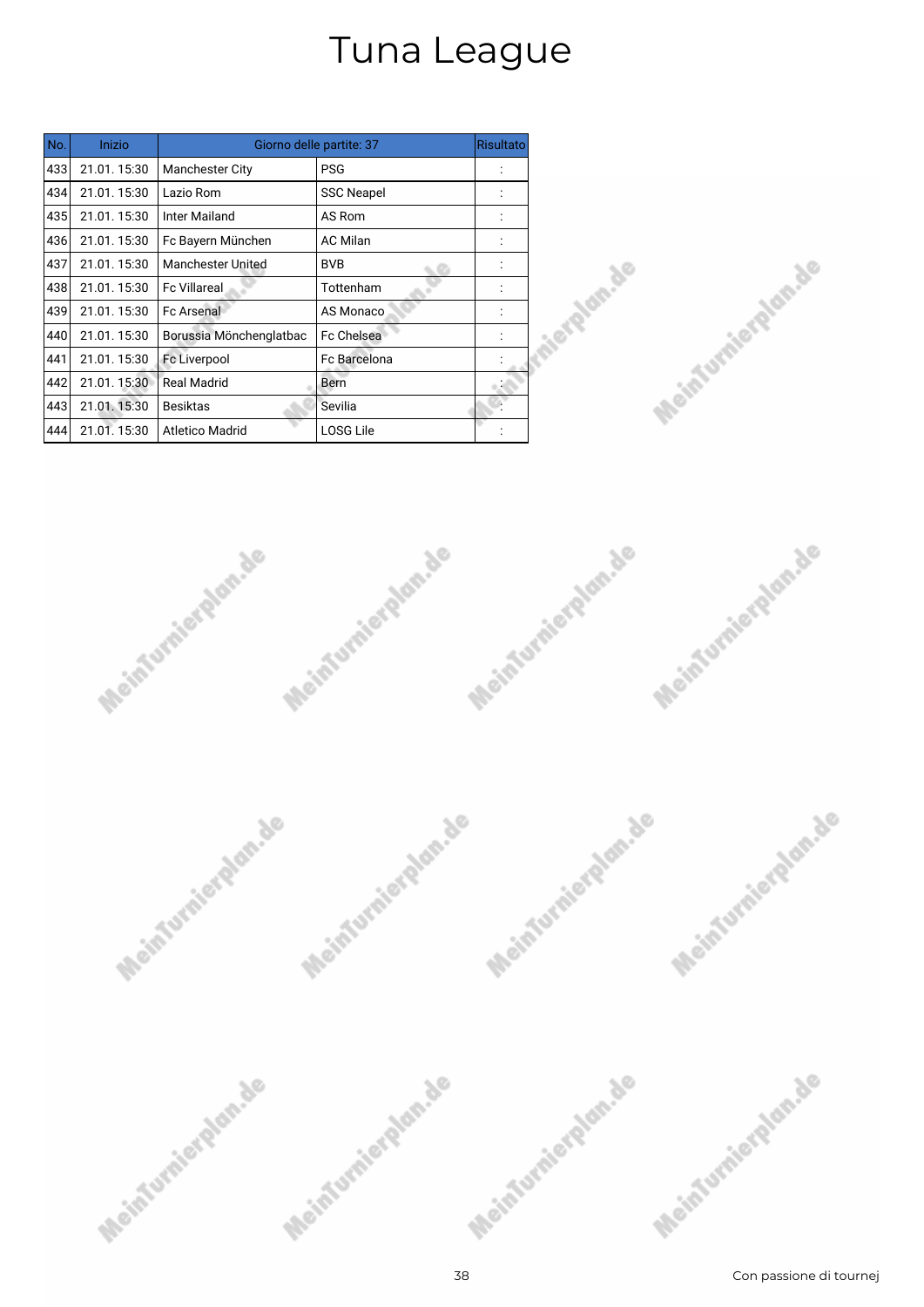# Tuna League

| No. | Inizio | Giorno delle partite: 37 | | Risultato |
|---|---|---|---|---|
| 433 | 21.01. 15:30 | Manchester City | PSG | : |
| 434 | 21.01. 15:30 | Lazio Rom | SSC Neapel | : |
| 435 | 21.01. 15:30 | Inter Mailand | AS Rom | : |
| 436 | 21.01. 15:30 | Fc Bayern München | AC Milan | : |
| 437 | 21.01. 15:30 | Manchester United | BVB | : |
| 438 | 21.01. 15:30 | Fc Villareal | Tottenham | : |
| 439 | 21.01. 15:30 | Fc Arsenal | AS Monaco | : |
| 440 | 21.01. 15:30 | Borussia Mönchenglatbac | Fc Chelsea | : |
| 441 | 21.01. 15:30 | Fc Liverpool | Fc Barcelona | : |
| 442 | 21.01. 15:30 | Real Madrid | Bern | : |
| 443 | 21.01. 15:30 | Besiktas | Sevilia | : |
| 444 | 21.01. 15:30 | Atletico Madrid | LOSG Lile | : |

Con passione di tournej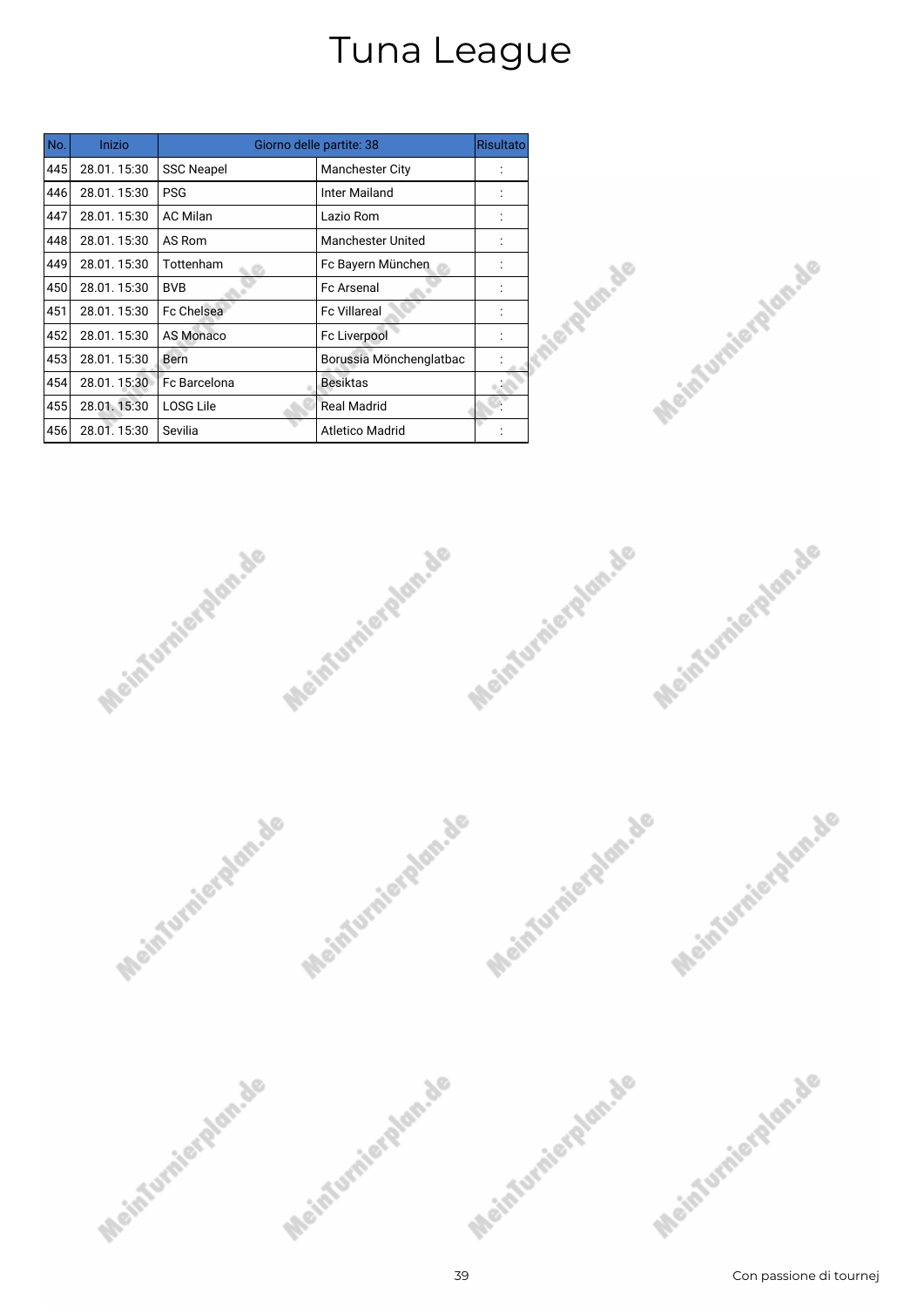# Tuna League

| No. | Inizio | Giorno delle partite: 38 | | Risultato |
|---|---|---|---|---|
| 445 | 28.01. 15:30 | SSC Neapel | Manchester City | : |
| 446 | 28.01. 15:30 | PSG | Inter Mailand | : |
| 447 | 28.01. 15:30 | AC Milan | Lazio Rom | : |
| 448 | 28.01. 15:30 | AS Rom | Manchester United | : |
| 449 | 28.01. 15:30 | Tottenham | Fc Bayern München | : |
| 450 | 28.01. 15:30 | BVB | Fc Arsenal | : |
| 451 | 28.01. 15:30 | Fc Chelsea | Fc Villareal | : |
| 452 | 28.01. 15:30 | AS Monaco | Fc Liverpool | : |
| 453 | 28.01. 15:30 | Bern | Borussia Mönchenglatbac | : |
| 454 | 28.01. 15:30 | Fc Barcelona | Besiktas | : |
| 455 | 28.01. 15:30 | LOSG Lile | Real Madrid | : |
| 456 | 28.01. 15:30 | Sevilia | Atletico Madrid | : |

Con passione di tournej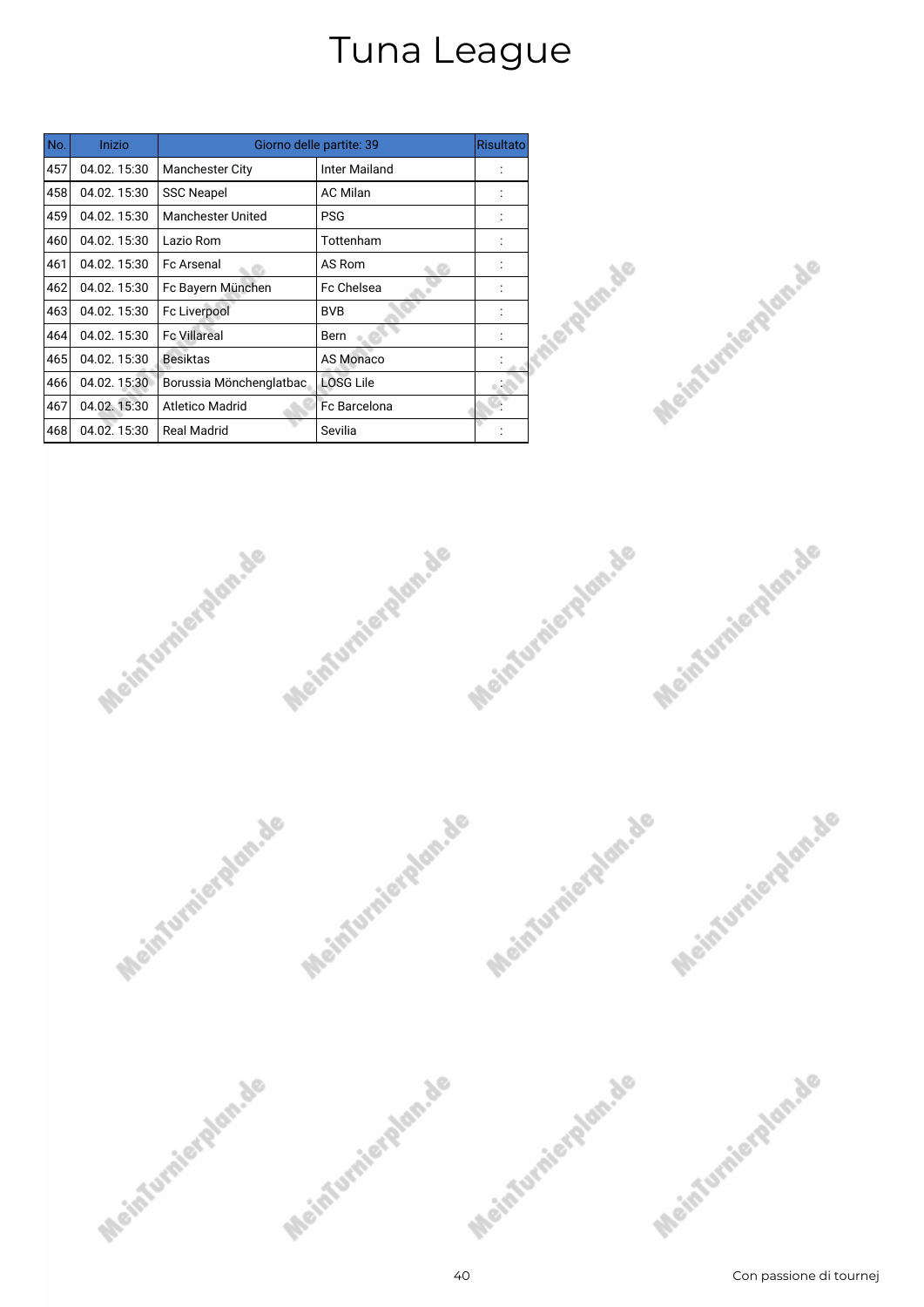# Tuna League

| No. | Inizio | Giorno delle partite: 39 | | Risultato |
|---|---|---|---|---|
| 457 | 04.02. 15:30 | Manchester City | Inter Mailand | : |
| 458 | 04.02. 15:30 | SSC Neapel | AC Milan | : |
| 459 | 04.02. 15:30 | Manchester United | PSG | : |
| 460 | 04.02. 15:30 | Lazio Rom | Tottenham | : |
| 461 | 04.02. 15:30 | Fc Arsenal | AS Rom | : |
| 462 | 04.02. 15:30 | Fc Bayern München | Fc Chelsea | : |
| 463 | 04.02. 15:30 | Fc Liverpool | BVB | : |
| 464 | 04.02. 15:30 | Fc Villareal | Bern | : |
| 465 | 04.02. 15:30 | Besiktas | AS Monaco | : |
| 466 | 04.02. 15:30 | Borussia Mönchenglatbac | LOSG Lile | : |
| 467 | 04.02. 15:30 | Atletico Madrid | Fc Barcelona | : |
| 468 | 04.02. 15:30 | Real Madrid | Sevilia | : |

Con passione di tournej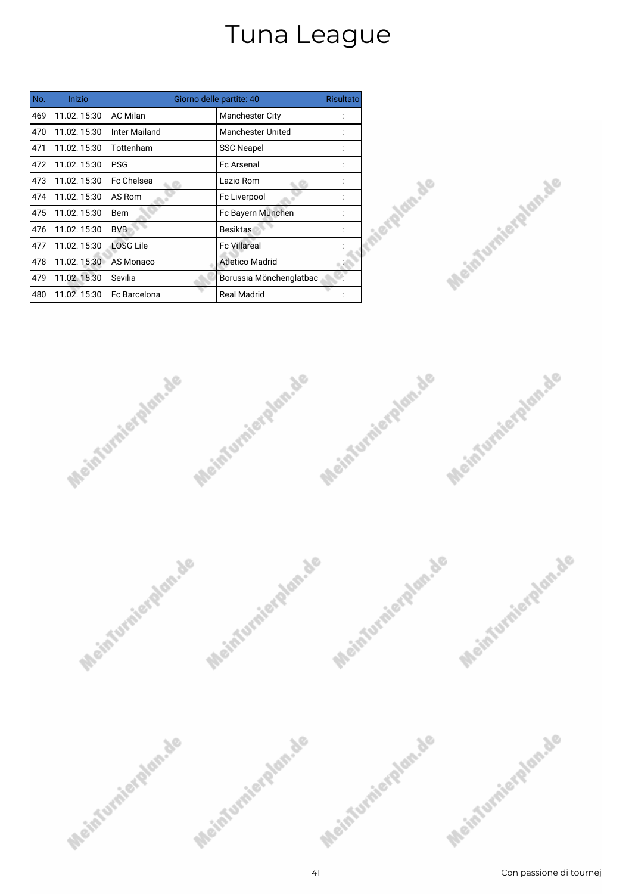# Tuna League

| No. | Inizio | Giorno delle partite: 40 | | Risultato |
|---|---|---|---|---|
| 469 | 11.02. 15:30 | AC Milan | Manchester City | : |
| 470 | 11.02. 15:30 | Inter Mailand | Manchester United | : |
| 471 | 11.02. 15:30 | Tottenham | SSC Neapel | : |
| 472 | 11.02. 15:30 | PSG | Fc Arsenal | : |
| 473 | 11.02. 15:30 | Fc Chelsea | Lazio Rom | : |
| 474 | 11.02. 15:30 | AS Rom | Fc Liverpool | : |
| 475 | 11.02. 15:30 | Bern | Fc Bayern München | : |
| 476 | 11.02. 15:30 | BVB | Besiktas | : |
| 477 | 11.02. 15:30 | LOSG Lile | Fc Villareal | : |
| 478 | 11.02. 15:30 | AS Monaco | Atletico Madrid | : |
| 479 | 11.02. 15:30 | Sevilia | Borussia Mönchenglatbac | : |
| 480 | 11.02. 15:30 | Fc Barcelona | Real Madrid | : |

Con passione di tournej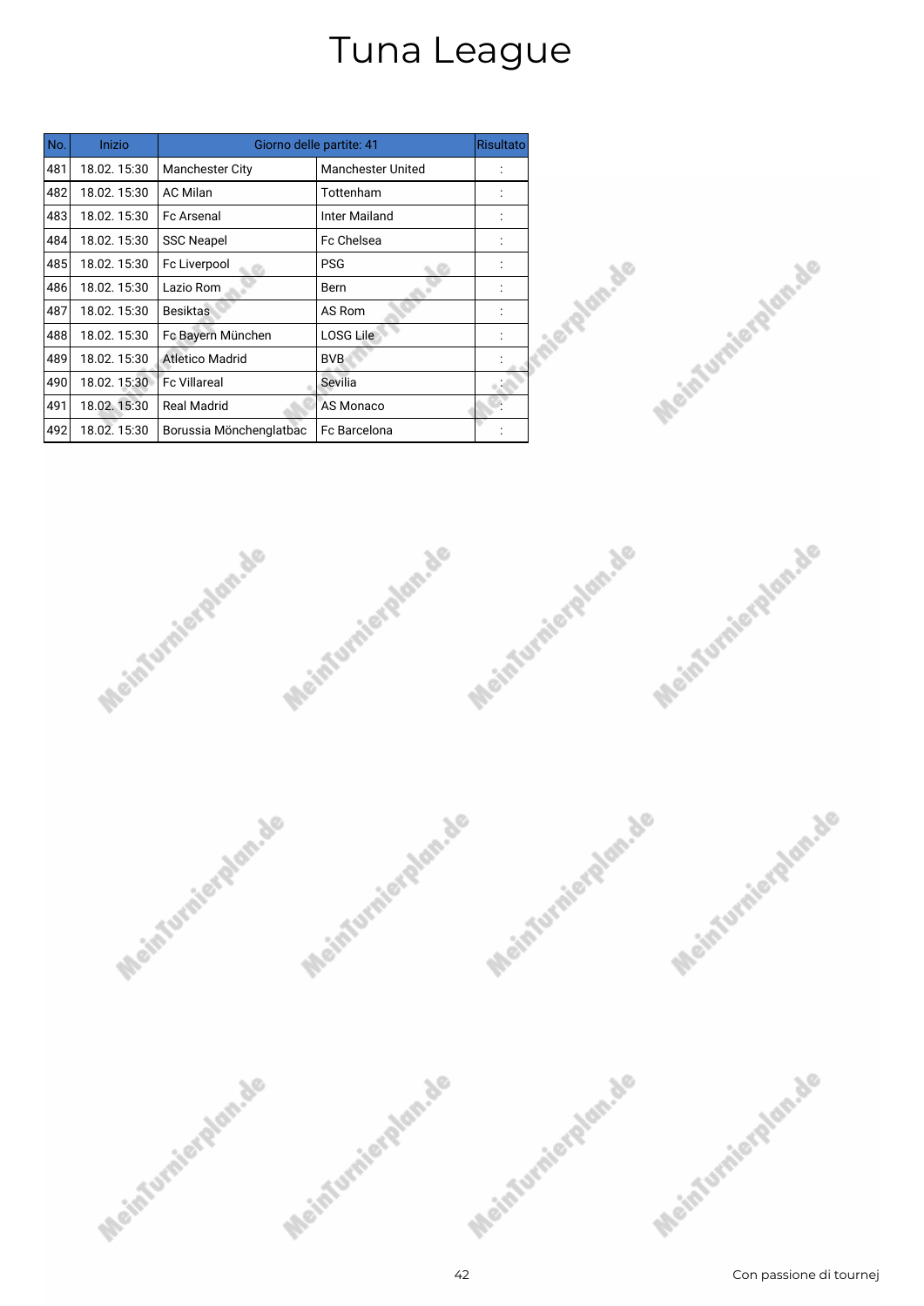# Tuna League

| No. | Inizio | Giorno delle partite: 41 | | Risultato |
|---|---|---|---|---|
| 481 | 18.02. 15:30 | Manchester City | Manchester United | : |
| 482 | 18.02. 15:30 | AC Milan | Tottenham | : |
| 483 | 18.02. 15:30 | Fc Arsenal | Inter Mailand | : |
| 484 | 18.02. 15:30 | SSC Neapel | Fc Chelsea | : |
| 485 | 18.02. 15:30 | Fc Liverpool | PSG | : |
| 486 | 18.02. 15:30 | Lazio Rom | Bern | : |
| 487 | 18.02. 15:30 | Besiktas | AS Rom | : |
| 488 | 18.02. 15:30 | Fc Bayern München | LOSG Lile | : |
| 489 | 18.02. 15:30 | Atletico Madrid | BVB | : |
| 490 | 18.02. 15:30 | Fc Villareal | Sevilia | : |
| 491 | 18.02. 15:30 | Real Madrid | AS Monaco | : |
| 492 | 18.02. 15:30 | Borussia Mönchenglatbac | Fc Barcelona | : |

Con passione di tournej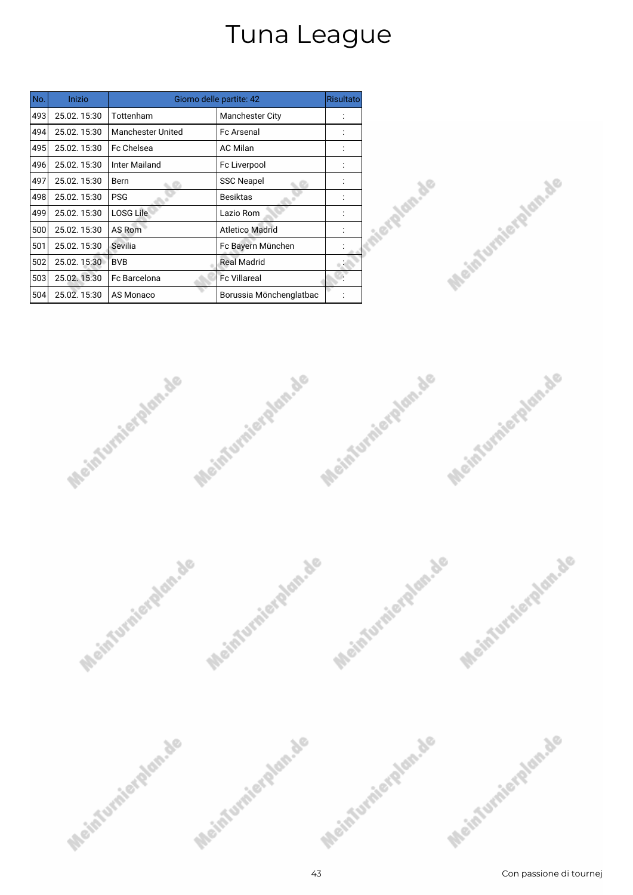# Tuna League

| No. | Inizio | Giorno delle partite: 42 | | Risultato |
|---|---|---|---|---|
| 493 | 25.02. 15:30 | Tottenham | Manchester City | : |
| 494 | 25.02. 15:30 | Manchester United | Fc Arsenal | : |
| 495 | 25.02. 15:30 | Fc Chelsea | AC Milan | : |
| 496 | 25.02. 15:30 | Inter Mailand | Fc Liverpool | : |
| 497 | 25.02. 15:30 | Bern | SSC Neapel | : |
| 498 | 25.02. 15:30 | PSG | Besiktas | : |
| 499 | 25.02. 15:30 | LOSG Lile | Lazio Rom | : |
| 500 | 25.02. 15:30 | AS Rom | Atletico Madrid | : |
| 501 | 25.02. 15:30 | Sevilia | Fc Bayern München | : |
| 502 | 25.02. 15:30 | BVB | Real Madrid | : |
| 503 | 25.02. 15:30 | Fc Barcelona | Fc Villareal | : |
| 504 | 25.02. 15:30 | AS Monaco | Borussia Mönchenglatbac | : |

Con passione di tournej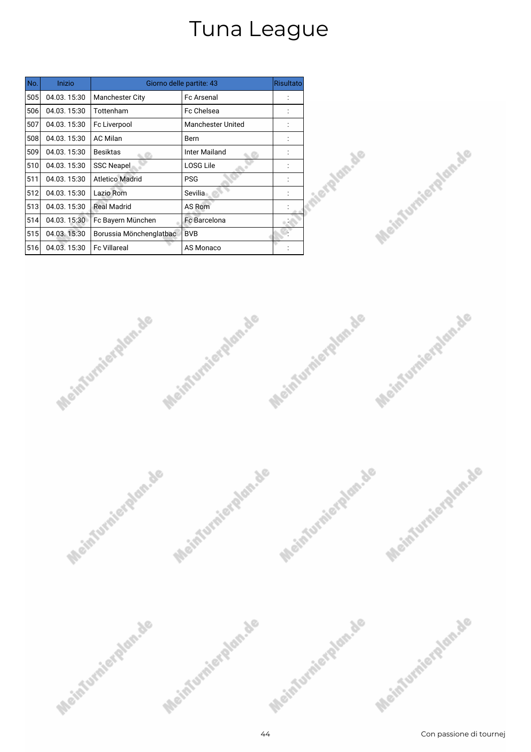# Tuna League

| No. | Inizio | Giorno delle partite: 43 | | Risultato |
|---|---|---|---|---|
| 505 | 04.03. 15:30 | Manchester City | Fc Arsenal | : |
| 506 | 04.03. 15:30 | Tottenham | Fc Chelsea | : |
| 507 | 04.03. 15:30 | Fc Liverpool | Manchester United | : |
| 508 | 04.03. 15:30 | AC Milan | Bern | : |
| 509 | 04.03. 15:30 | Besiktas | Inter Mailand | : |
| 510 | 04.03. 15:30 | SSC Neapel | LOSG Lile | : |
| 511 | 04.03. 15:30 | Atletico Madrid | PSG | : |
| 512 | 04.03. 15:30 | Lazio Rom | Sevilia | : |
| 513 | 04.03. 15:30 | Real Madrid | AS Rom | : |
| 514 | 04.03. 15:30 | Fc Bayern München | Fc Barcelona | : |
| 515 | 04.03. 15:30 | Borussia Mönchenglatbac | BVB | : |
| 516 | 04.03. 15:30 | Fc Villareal | AS Monaco | : |

Con passione di tournej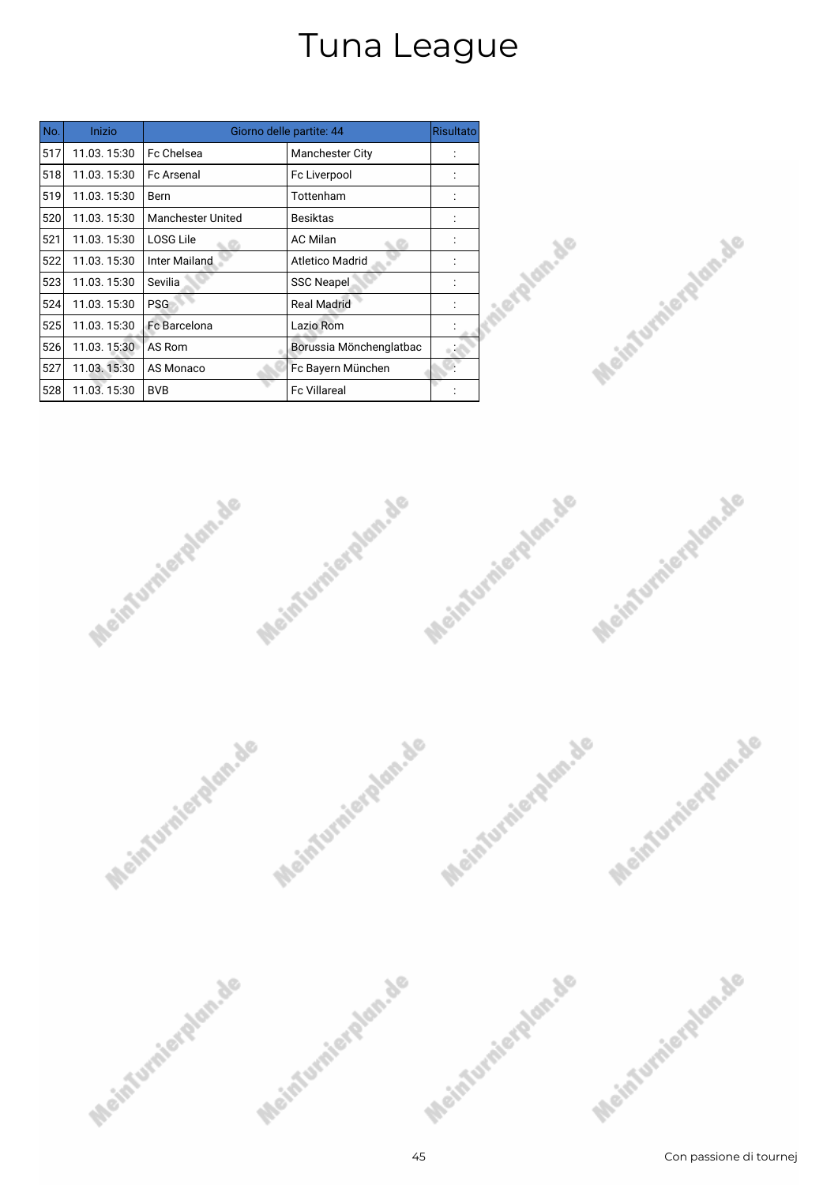# Tuna League

| No. | Inizio | Giorno delle partite: 44 | | Risultato |
|---|---|---|---|---|
| 517 | 11.03. 15:30 | Fc Chelsea | Manchester City | : |
| 518 | 11.03. 15:30 | Fc Arsenal | Fc Liverpool | : |
| 519 | 11.03. 15:30 | Bern | Tottenham | : |
| 520 | 11.03. 15:30 | Manchester United | Besiktas | : |
| 521 | 11.03. 15:30 | LOSG Lile | AC Milan | : |
| 522 | 11.03. 15:30 | Inter Mailand | Atletico Madrid | : |
| 523 | 11.03. 15:30 | Sevilia | SSC Neapel | : |
| 524 | 11.03. 15:30 | PSG | Real Madrid | : |
| 525 | 11.03. 15:30 | Fc Barcelona | Lazio Rom | : |
| 526 | 11.03. 15:30 | AS Rom | Borussia Mönchenglatbac | : |
| 527 | 11.03. 15:30 | AS Monaco | Fc Bayern München | : |
| 528 | 11.03. 15:30 | BVB | Fc Villareal | : |

Con passione di tournej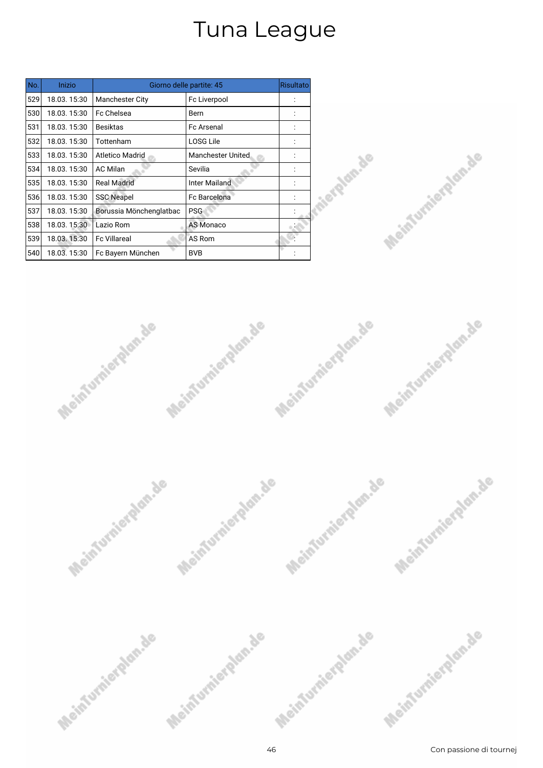# Tuna League

| No. | Inizio | Giorno delle partite: 45 | | Risultato |
|---|---|---|---|---|
| 529 | 18.03. 15:30 | Manchester City | Fc Liverpool | : |
| 530 | 18.03. 15:30 | Fc Chelsea | Bern | : |
| 531 | 18.03. 15:30 | Besiktas | Fc Arsenal | : |
| 532 | 18.03. 15:30 | Tottenham | LOSG Lile | : |
| 533 | 18.03. 15:30 | Atletico Madrid | Manchester United | : |
| 534 | 18.03. 15:30 | AC Milan | Sevilia | : |
| 535 | 18.03. 15:30 | Real Madrid | Inter Mailand | : |
| 536 | 18.03. 15:30 | SSC Neapel | Fc Barcelona | : |
| 537 | 18.03. 15:30 | Borussia Mönchenglatbac | PSG | : |
| 538 | 18.03. 15:30 | Lazio Rom | AS Monaco | : |
| 539 | 18.03. 15:30 | Fc Villareal | AS Rom | : |
| 540 | 18.03. 15:30 | Fc Bayern München | BVB | : |

Con passione di tournej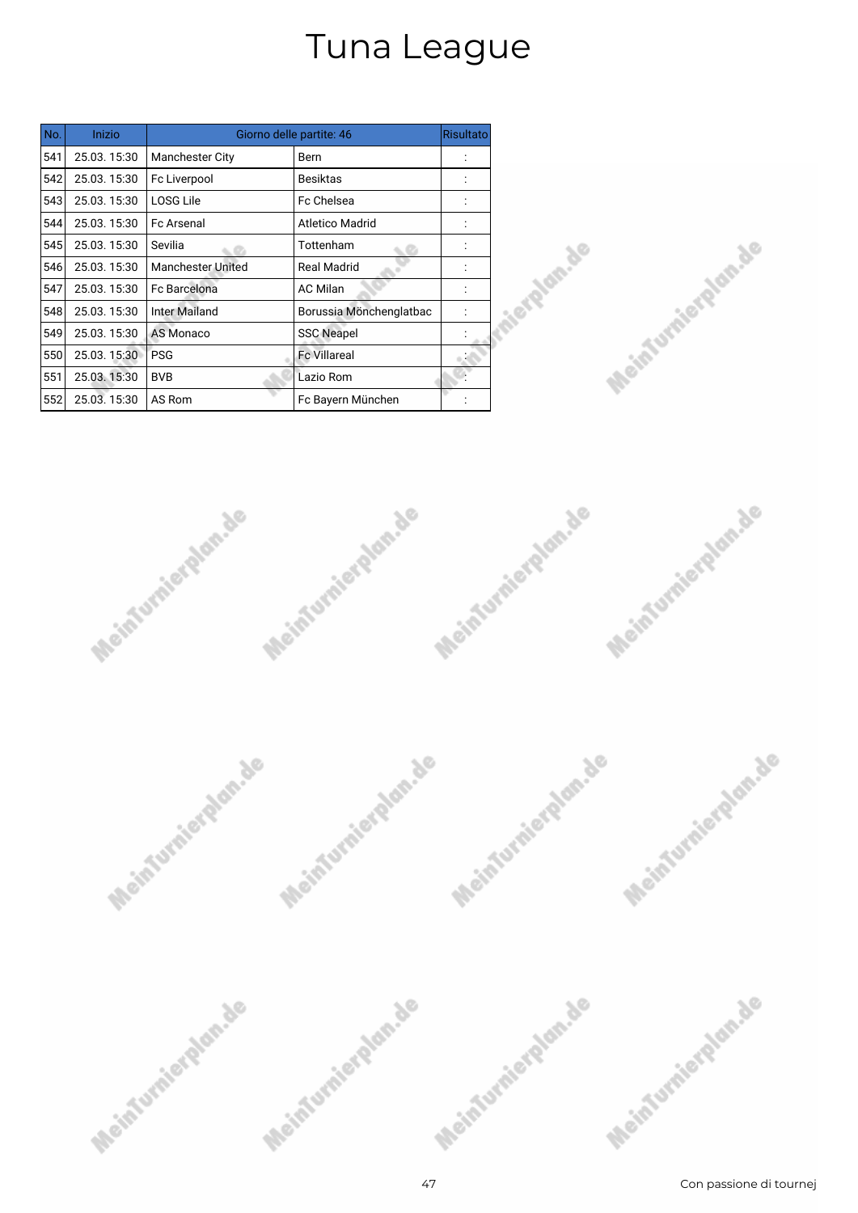# Tuna League

| No. | Inizio | Giorno delle partite: 46 | | Risultato |
|---|---|---|---|---|
| 541 | 25.03. 15:30 | Manchester City | Bern | : |
| 542 | 25.03. 15:30 | Fc Liverpool | Besiktas | : |
| 543 | 25.03. 15:30 | LOSG Lile | Fc Chelsea | : |
| 544 | 25.03. 15:30 | Fc Arsenal | Atletico Madrid | : |
| 545 | 25.03. 15:30 | Sevilia | Tottenham | : |
| 546 | 25.03. 15:30 | Manchester United | Real Madrid | : |
| 547 | 25.03. 15:30 | Fc Barcelona | AC Milan | : |
| 548 | 25.03. 15:30 | Inter Mailand | Borussia Mönchenglatbac | : |
| 549 | 25.03. 15:30 | AS Monaco | SSC Neapel | : |
| 550 | 25.03. 15:30 | PSG | Fc Villareal | : |
| 551 | 25.03. 15:30 | BVB | Lazio Rom | : |
| 552 | 25.03. 15:30 | AS Rom | Fc Bayern München | : |

Con passione di tournej